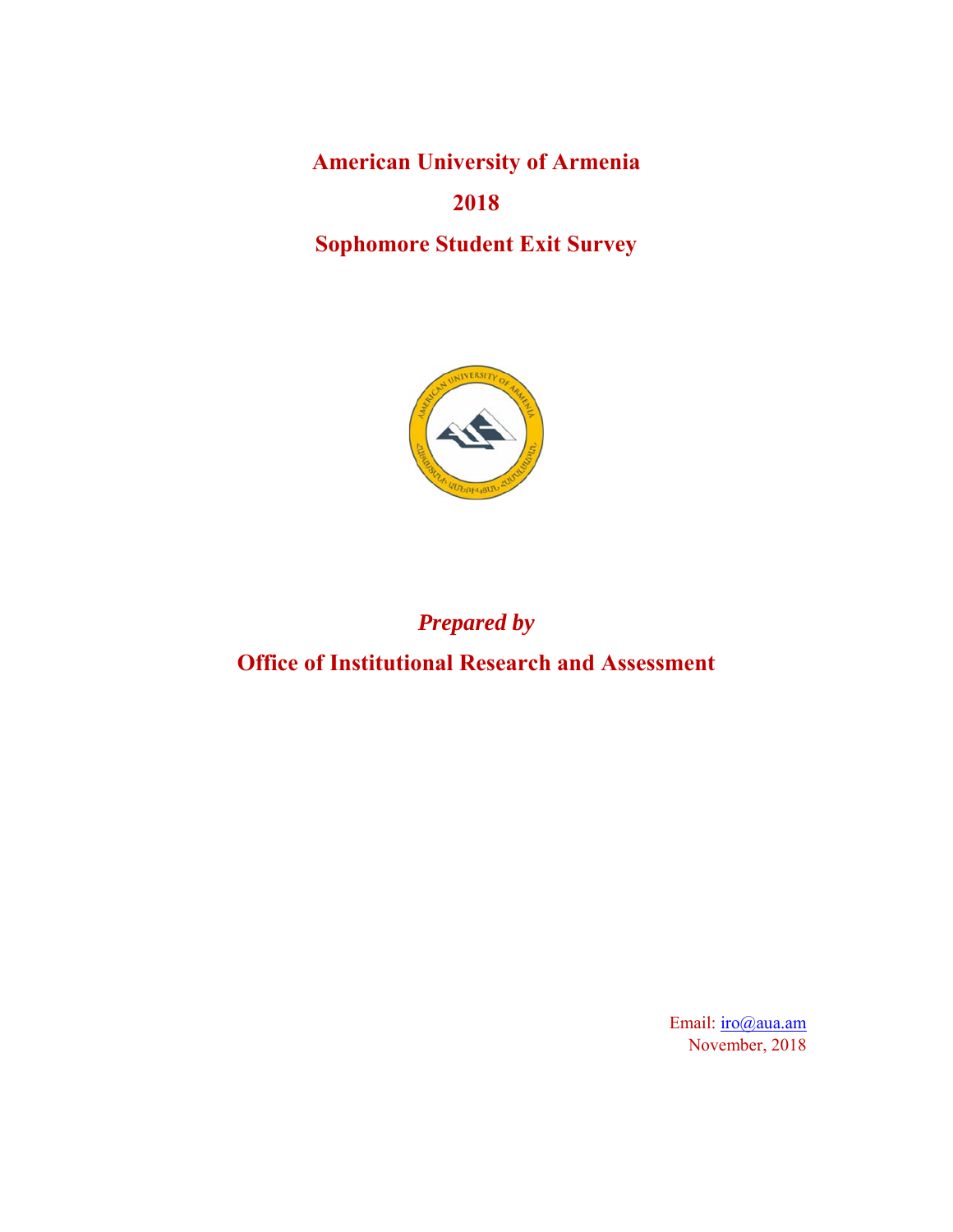# American University of Armenia

# 2018

# Sophomore Student Exit Survey

*Prepared by*

**Office of Institutional Research and Assessment**

Email: iro@aua.am
November, 2018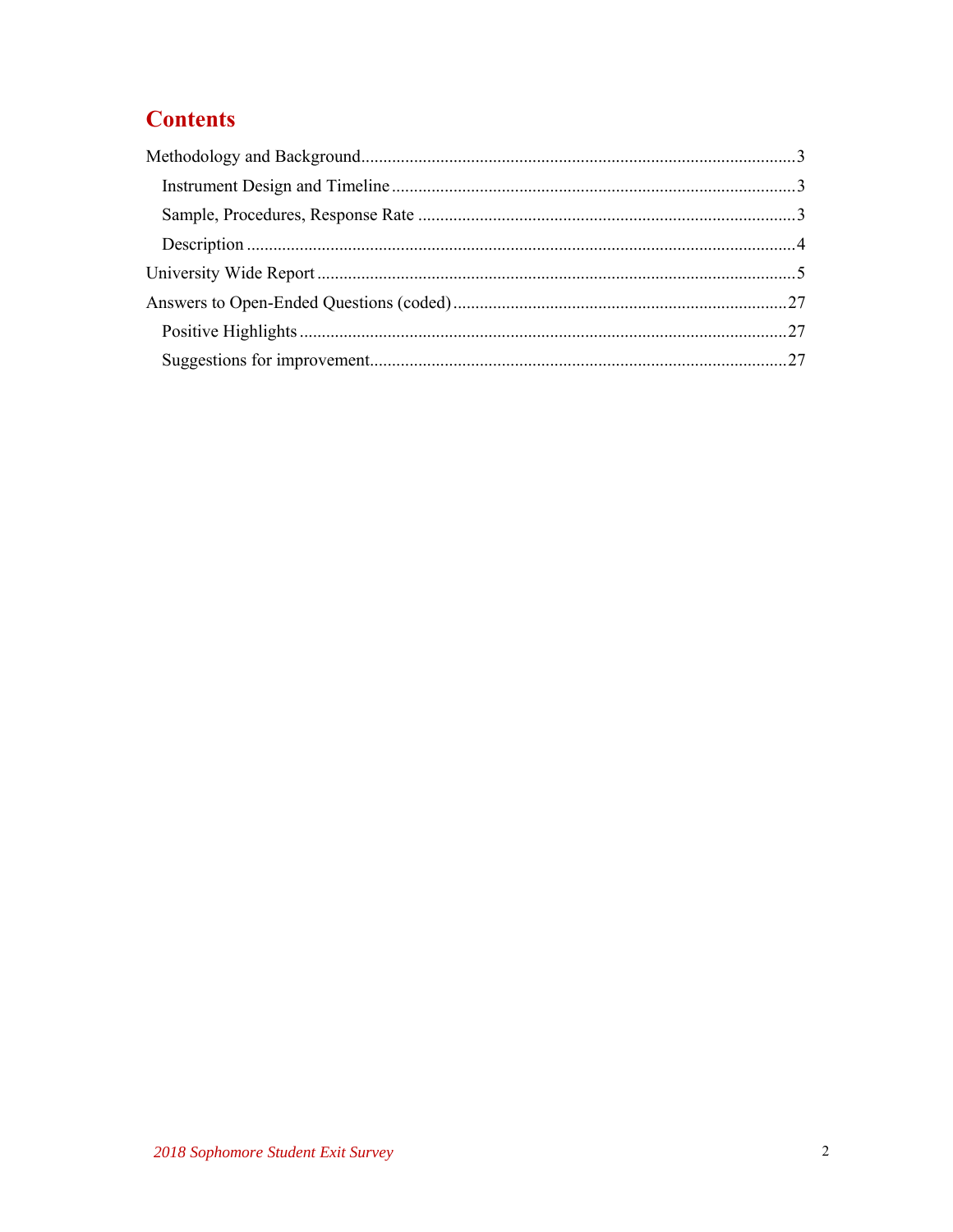# Contents

Methodology and Background ........ 3

- Instrument Design and Timeline ........ 3
- Sample, Procedures, Response Rate ........ 3
- Description ........ 4

University Wide Report ........ 5

Answers to Open-Ended Questions (coded) ........ 27

- Positive Highlights ........ 27
- Suggestions for improvement ........ 27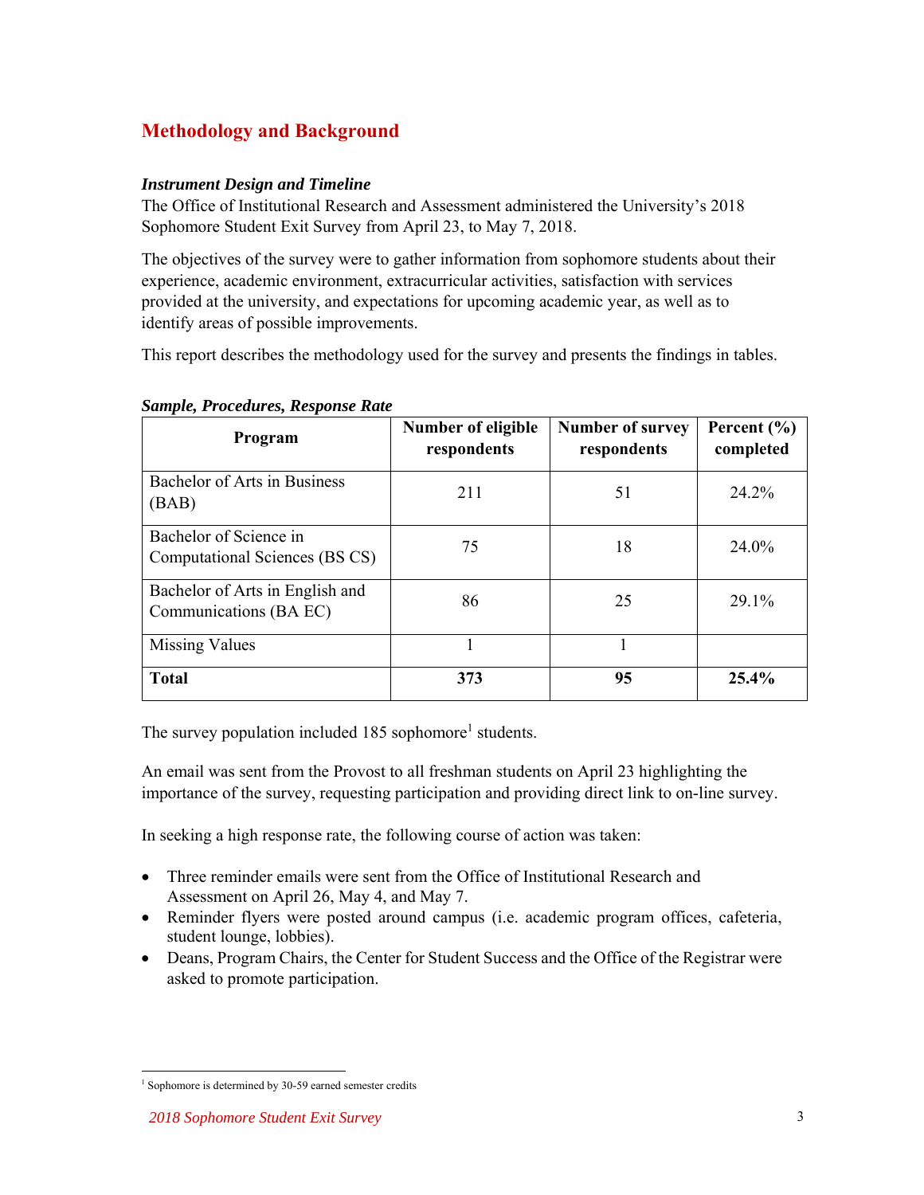## Methodology and Background

***Instrument Design and Timeline***

The Office of Institutional Research and Assessment administered the University's 2018 Sophomore Student Exit Survey from April 23, to May 7, 2018.

The objectives of the survey were to gather information from sophomore students about their experience, academic environment, extracurricular activities, satisfaction with services provided at the university, and expectations for upcoming academic year, as well as to identify areas of possible improvements.

This report describes the methodology used for the survey and presents the findings in tables.

***Sample, Procedures, Response Rate***

| Program | Number of eligible respondents | Number of survey respondents | Percent (%) completed |
|---|---|---|---|
| Bachelor of Arts in Business (BAB) | 211 | 51 | 24.2% |
| Bachelor of Science in Computational Sciences (BS CS) | 75 | 18 | 24.0% |
| Bachelor of Arts in English and Communications (BA EC) | 86 | 25 | 29.1% |
| Missing Values | 1 | 1 | |
| **Total** | **373** | **95** | **25.4%** |

The survey population included 185 sophomore[1] students.

An email was sent from the Provost to all freshman students on April 23 highlighting the importance of the survey, requesting participation and providing direct link to on-line survey.

In seeking a high response rate, the following course of action was taken:

- Three reminder emails were sent from the Office of Institutional Research and Assessment on April 26, May 4, and May 7.
- Reminder flyers were posted around campus (i.e. academic program offices, cafeteria, student lounge, lobbies).
- Deans, Program Chairs, the Center for Student Success and the Office of the Registrar were asked to promote participation.

[1] Sophomore is determined by 30-59 earned semester credits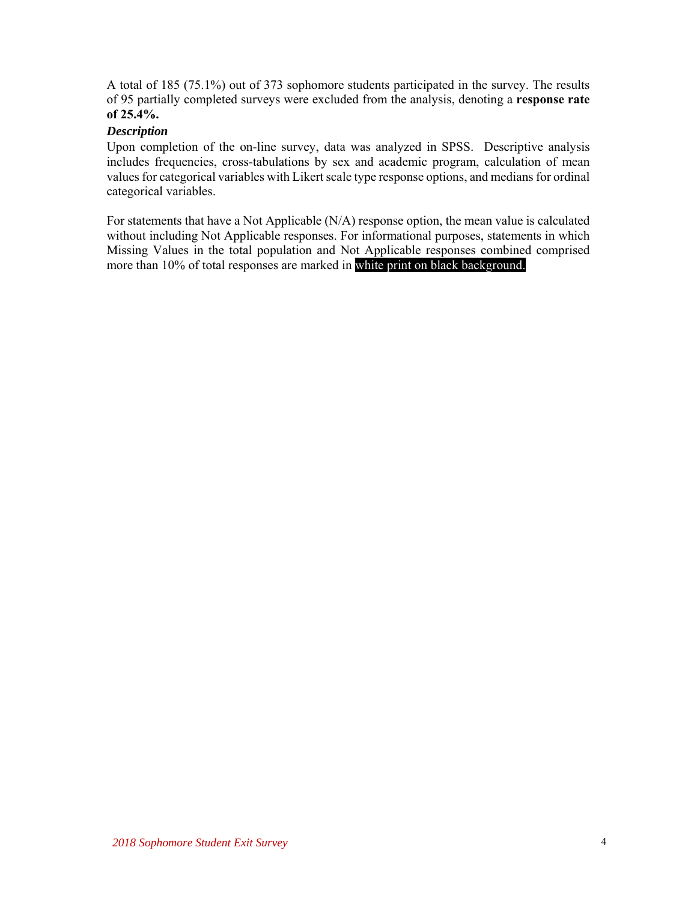A total of 185 (75.1%) out of 373 sophomore students participated in the survey. The results of 95 partially completed surveys were excluded from the analysis, denoting a **response rate of 25.4%.**

***Description***

Upon completion of the on-line survey, data was analyzed in SPSS. Descriptive analysis includes frequencies, cross-tabulations by sex and academic program, calculation of mean values for categorical variables with Likert scale type response options, and medians for ordinal categorical variables.

For statements that have a Not Applicable (N/A) response option, the mean value is calculated without including Not Applicable responses. For informational purposes, statements in which Missing Values in the total population and Not Applicable responses combined comprised more than 10% of total responses are marked in white print on black background.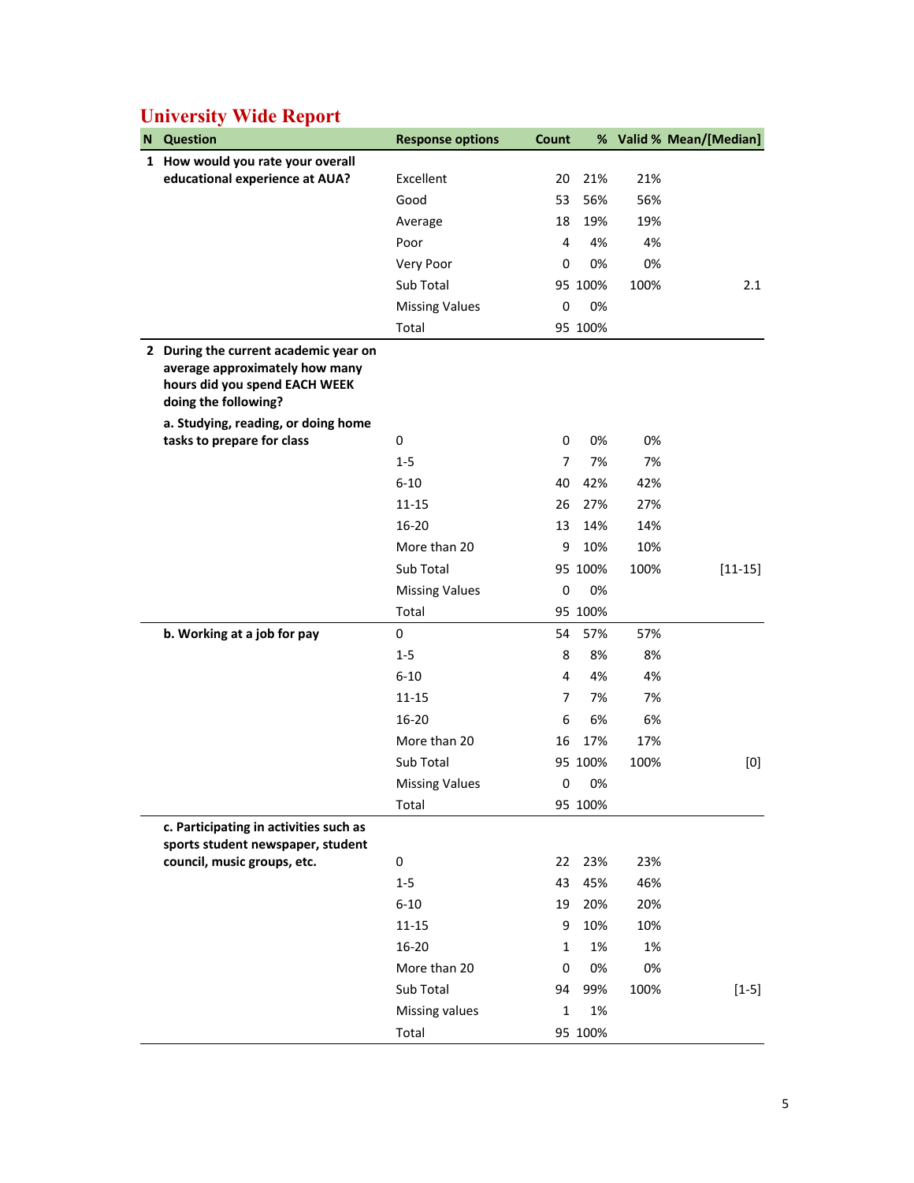## University Wide Report

| N | Question | Response options | Count | % | Valid % | Mean/[Median] |
|---|---|---|---|---|---|---|
| 1 | How would you rate your overall educational experience at AUA? | Excellent | 20 | 21% | 21% | |
| | | Good | 53 | 56% | 56% | |
| | | Average | 18 | 19% | 19% | |
| | | Poor | 4 | 4% | 4% | |
| | | Very Poor | 0 | 0% | 0% | |
| | | Sub Total | 95 | 100% | 100% | 2.1 |
| | | Missing Values | 0 | 0% | | |
| | | Total | 95 | 100% | | |
| 2 | During the current academic year on average approximately how many hours did you spend EACH WEEK doing the following? | | | | | |
| | a. Studying, reading, or doing home tasks to prepare for class | 0 | 0 | 0% | 0% | |
| | | 1-5 | 7 | 7% | 7% | |
| | | 6-10 | 40 | 42% | 42% | |
| | | 11-15 | 26 | 27% | 27% | |
| | | 16-20 | 13 | 14% | 14% | |
| | | More than 20 | 9 | 10% | 10% | |
| | | Sub Total | 95 | 100% | 100% | [11-15] |
| | | Missing Values | 0 | 0% | | |
| | | Total | 95 | 100% | | |
| | b. Working at a job for pay | 0 | 54 | 57% | 57% | |
| | | 1-5 | 8 | 8% | 8% | |
| | | 6-10 | 4 | 4% | 4% | |
| | | 11-15 | 7 | 7% | 7% | |
| | | 16-20 | 6 | 6% | 6% | |
| | | More than 20 | 16 | 17% | 17% | |
| | | Sub Total | 95 | 100% | 100% | [0] |
| | | Missing Values | 0 | 0% | | |
| | | Total | 95 | 100% | | |
| | c. Participating in activities such as sports student newspaper, student council, music groups, etc. | 0 | 22 | 23% | 23% | |
| | | 1-5 | 43 | 45% | 46% | |
| | | 6-10 | 19 | 20% | 20% | |
| | | 11-15 | 9 | 10% | 10% | |
| | | 16-20 | 1 | 1% | 1% | |
| | | More than 20 | 0 | 0% | 0% | |
| | | Sub Total | 94 | 99% | 100% | [1-5] |
| | | Missing values | 1 | 1% | | |
| | | Total | 95 | 100% | | |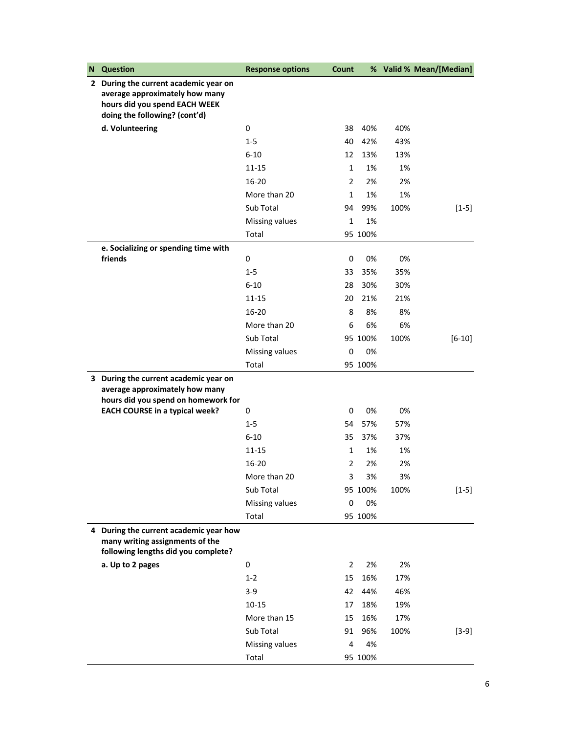| N | Question | Response options | Count | % | Valid % | Mean/[Median] |
|---|---|---|---|---|---|---|
| 2 | **During the current academic year on average approximately how many hours did you spend EACH WEEK doing the following? (cont'd)** | | | | | |
| | **d. Volunteering** | 0 | 38 | 40% | 40% | |
| | | 1-5 | 40 | 42% | 43% | |
| | | 6-10 | 12 | 13% | 13% | |
| | | 11-15 | 1 | 1% | 1% | |
| | | 16-20 | 2 | 2% | 2% | |
| | | More than 20 | 1 | 1% | 1% | |
| | | Sub Total | 94 | 99% | 100% | [1-5] |
| | | Missing values | 1 | 1% | | |
| | | Total | 95 | 100% | | |
| | **e. Socializing or spending time with friends** | 0 | 0 | 0% | 0% | |
| | | 1-5 | 33 | 35% | 35% | |
| | | 6-10 | 28 | 30% | 30% | |
| | | 11-15 | 20 | 21% | 21% | |
| | | 16-20 | 8 | 8% | 8% | |
| | | More than 20 | 6 | 6% | 6% | |
| | | Sub Total | 95 | 100% | 100% | [6-10] |
| | | Missing values | 0 | 0% | | |
| | | Total | 95 | 100% | | |
| 3 | **During the current academic year on average approximately how many hours did you spend on homework for EACH COURSE in a typical week?** | 0 | 0 | 0% | 0% | |
| | | 1-5 | 54 | 57% | 57% | |
| | | 6-10 | 35 | 37% | 37% | |
| | | 11-15 | 1 | 1% | 1% | |
| | | 16-20 | 2 | 2% | 2% | |
| | | More than 20 | 3 | 3% | 3% | |
| | | Sub Total | 95 | 100% | 100% | [1-5] |
| | | Missing values | 0 | 0% | | |
| | | Total | 95 | 100% | | |
| 4 | **During the current academic year how many writing assignments of the following lengths did you complete?** | | | | | |
| | **a. Up to 2 pages** | 0 | 2 | 2% | 2% | |
| | | 1-2 | 15 | 16% | 17% | |
| | | 3-9 | 42 | 44% | 46% | |
| | | 10-15 | 17 | 18% | 19% | |
| | | More than 15 | 15 | 16% | 17% | |
| | | Sub Total | 91 | 96% | 100% | [3-9] |
| | | Missing values | 4 | 4% | | |
| | | Total | 95 | 100% | | |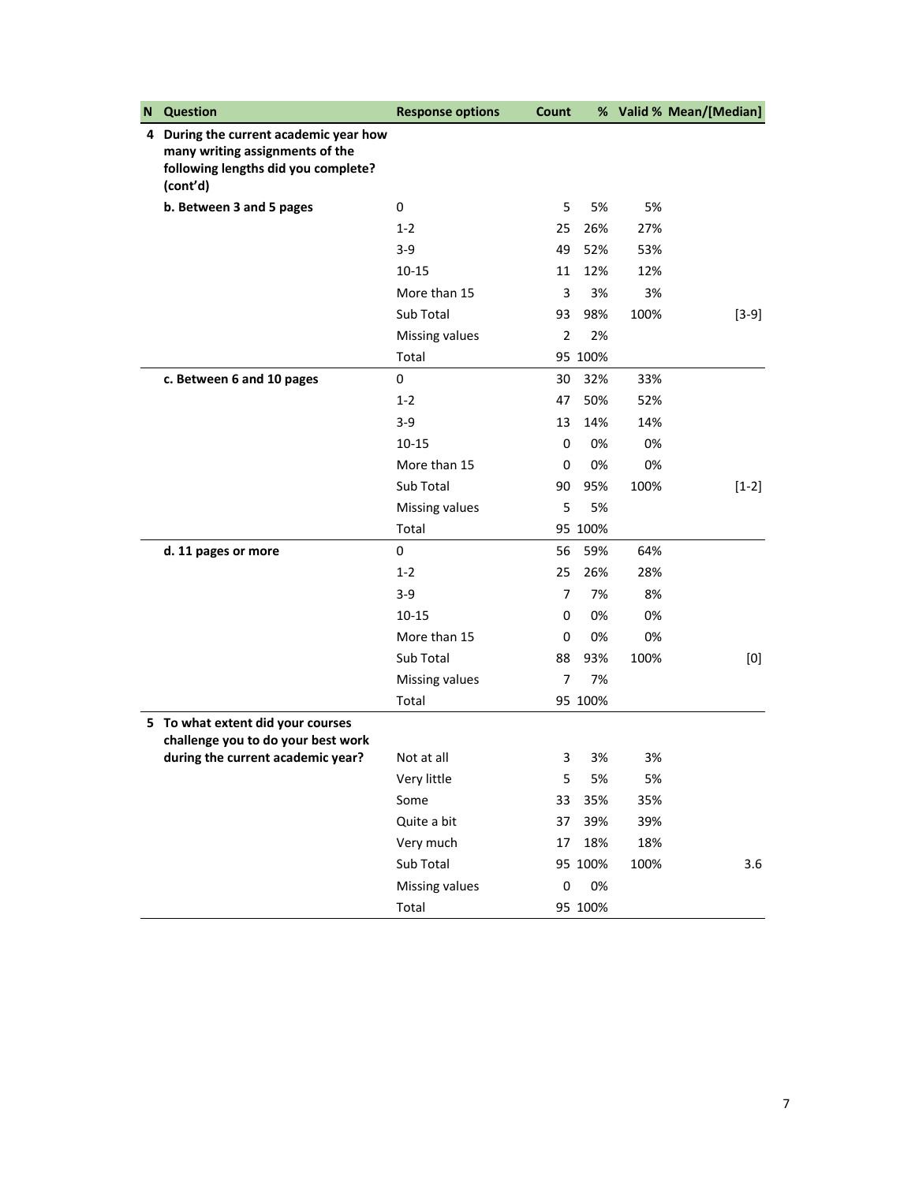| N | Question | Response options | Count | % | Valid % | Mean/[Median] |
|---|---|---|---|---|---|---|
| 4 | During the current academic year how many writing assignments of the following lengths did you complete? (cont'd) | | | | | |
| | b. Between 3 and 5 pages | 0 | 5 | 5% | 5% | |
| | | 1-2 | 25 | 26% | 27% | |
| | | 3-9 | 49 | 52% | 53% | |
| | | 10-15 | 11 | 12% | 12% | |
| | | More than 15 | 3 | 3% | 3% | |
| | | Sub Total | 93 | 98% | 100% | [3-9] |
| | | Missing values | 2 | 2% | | |
| | | Total | 95 | 100% | | |
| | c. Between 6 and 10 pages | 0 | 30 | 32% | 33% | |
| | | 1-2 | 47 | 50% | 52% | |
| | | 3-9 | 13 | 14% | 14% | |
| | | 10-15 | 0 | 0% | 0% | |
| | | More than 15 | 0 | 0% | 0% | |
| | | Sub Total | 90 | 95% | 100% | [1-2] |
| | | Missing values | 5 | 5% | | |
| | | Total | 95 | 100% | | |
| | d. 11 pages or more | 0 | 56 | 59% | 64% | |
| | | 1-2 | 25 | 26% | 28% | |
| | | 3-9 | 7 | 7% | 8% | |
| | | 10-15 | 0 | 0% | 0% | |
| | | More than 15 | 0 | 0% | 0% | |
| | | Sub Total | 88 | 93% | 100% | [0] |
| | | Missing values | 7 | 7% | | |
| | | Total | 95 | 100% | | |
| 5 | To what extent did your courses challenge you to do your best work during the current academic year? | Not at all | 3 | 3% | 3% | |
| | | Very little | 5 | 5% | 5% | |
| | | Some | 33 | 35% | 35% | |
| | | Quite a bit | 37 | 39% | 39% | |
| | | Very much | 17 | 18% | 18% | |
| | | Sub Total | 95 | 100% | 100% | 3.6 |
| | | Missing values | 0 | 0% | | |
| | | Total | 95 | 100% | | |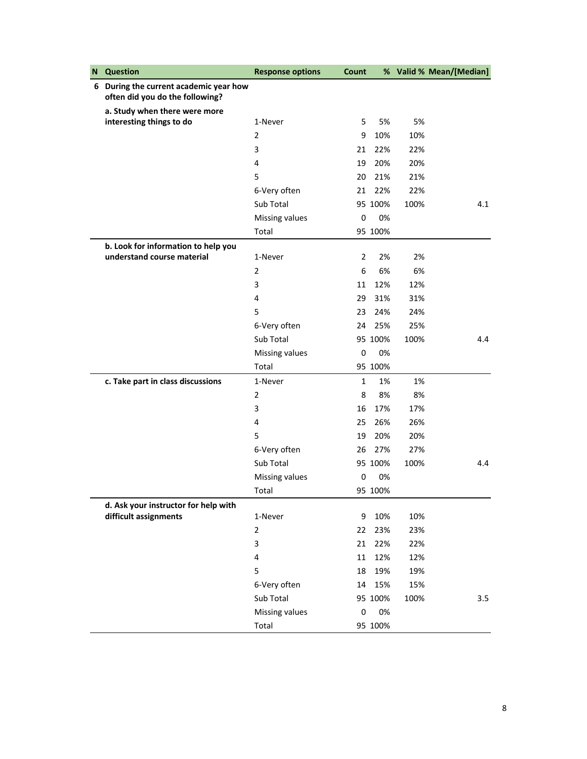| N | Question | Response options | Count | % | Valid % | Mean/[Median] |
|---|---|---|---|---|---|---|
| 6 | **During the current academic year how often did you do the following?** | | | | | |
| | **a. Study when there were more interesting things to do** | 1-Never | 5 | 5% | 5% | |
| | | 2 | 9 | 10% | 10% | |
| | | 3 | 21 | 22% | 22% | |
| | | 4 | 19 | 20% | 20% | |
| | | 5 | 20 | 21% | 21% | |
| | | 6-Very often | 21 | 22% | 22% | |
| | | Sub Total | 95 | 100% | 100% | 4.1 |
| | | Missing values | 0 | 0% | | |
| | | Total | 95 | 100% | | |
| | **b. Look for information to help you understand course material** | 1-Never | 2 | 2% | 2% | |
| | | 2 | 6 | 6% | 6% | |
| | | 3 | 11 | 12% | 12% | |
| | | 4 | 29 | 31% | 31% | |
| | | 5 | 23 | 24% | 24% | |
| | | 6-Very often | 24 | 25% | 25% | |
| | | Sub Total | 95 | 100% | 100% | 4.4 |
| | | Missing values | 0 | 0% | | |
| | | Total | 95 | 100% | | |
| | **c. Take part in class discussions** | 1-Never | 1 | 1% | 1% | |
| | | 2 | 8 | 8% | 8% | |
| | | 3 | 16 | 17% | 17% | |
| | | 4 | 25 | 26% | 26% | |
| | | 5 | 19 | 20% | 20% | |
| | | 6-Very often | 26 | 27% | 27% | |
| | | Sub Total | 95 | 100% | 100% | 4.4 |
| | | Missing values | 0 | 0% | | |
| | | Total | 95 | 100% | | |
| | **d. Ask your instructor for help with difficult assignments** | 1-Never | 9 | 10% | 10% | |
| | | 2 | 22 | 23% | 23% | |
| | | 3 | 21 | 22% | 22% | |
| | | 4 | 11 | 12% | 12% | |
| | | 5 | 18 | 19% | 19% | |
| | | 6-Very often | 14 | 15% | 15% | |
| | | Sub Total | 95 | 100% | 100% | 3.5 |
| | | Missing values | 0 | 0% | | |
| | | Total | 95 | 100% | | |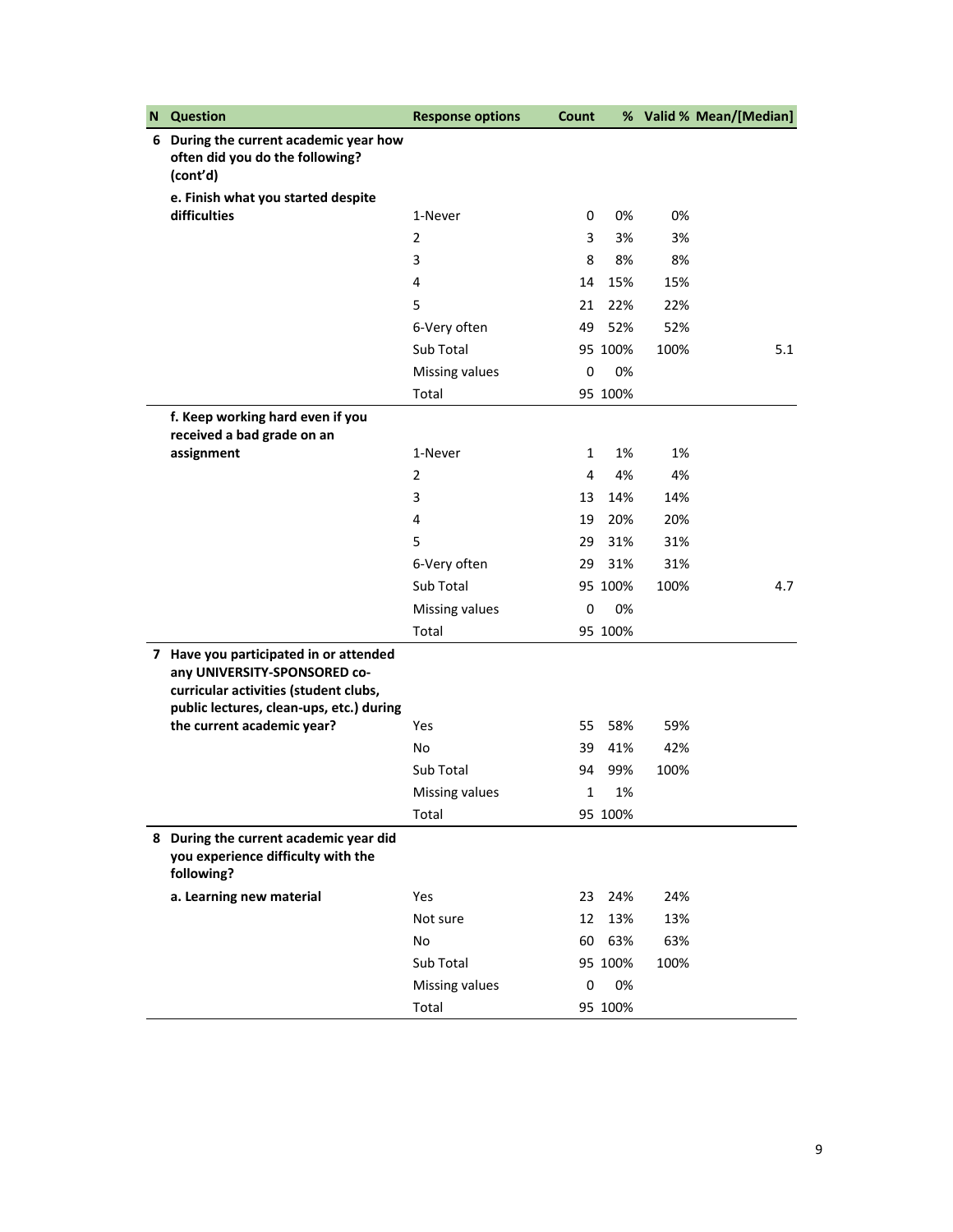| N | Question | Response options | Count | % | Valid % | Mean/[Median] |
|---|---|---|---|---|---|---|
| 6 | **During the current academic year how often did you do the following? (cont'd)** | | | | | |
| | **e. Finish what you started despite difficulties** | 1-Never | 0 | 0% | 0% | |
| | | 2 | 3 | 3% | 3% | |
| | | 3 | 8 | 8% | 8% | |
| | | 4 | 14 | 15% | 15% | |
| | | 5 | 21 | 22% | 22% | |
| | | 6-Very often | 49 | 52% | 52% | |
| | | Sub Total | 95 | 100% | 100% | 5.1 |
| | | Missing values | 0 | 0% | | |
| | | Total | 95 | 100% | | |
| | **f. Keep working hard even if you received a bad grade on an assignment** | 1-Never | 1 | 1% | 1% | |
| | | 2 | 4 | 4% | 4% | |
| | | 3 | 13 | 14% | 14% | |
| | | 4 | 19 | 20% | 20% | |
| | | 5 | 29 | 31% | 31% | |
| | | 6-Very often | 29 | 31% | 31% | |
| | | Sub Total | 95 | 100% | 100% | 4.7 |
| | | Missing values | 0 | 0% | | |
| | | Total | 95 | 100% | | |
| 7 | **Have you participated in or attended any UNIVERSITY-SPONSORED co-curricular activities (student clubs, public lectures, clean-ups, etc.) during the current academic year?** | Yes | 55 | 58% | 59% | |
| | | No | 39 | 41% | 42% | |
| | | Sub Total | 94 | 99% | 100% | |
| | | Missing values | 1 | 1% | | |
| | | Total | 95 | 100% | | |
| 8 | **During the current academic year did you experience difficulty with the following?** | | | | | |
| | **a. Learning new material** | Yes | 23 | 24% | 24% | |
| | | Not sure | 12 | 13% | 13% | |
| | | No | 60 | 63% | 63% | |
| | | Sub Total | 95 | 100% | 100% | |
| | | Missing values | 0 | 0% | | |
| | | Total | 95 | 100% | | |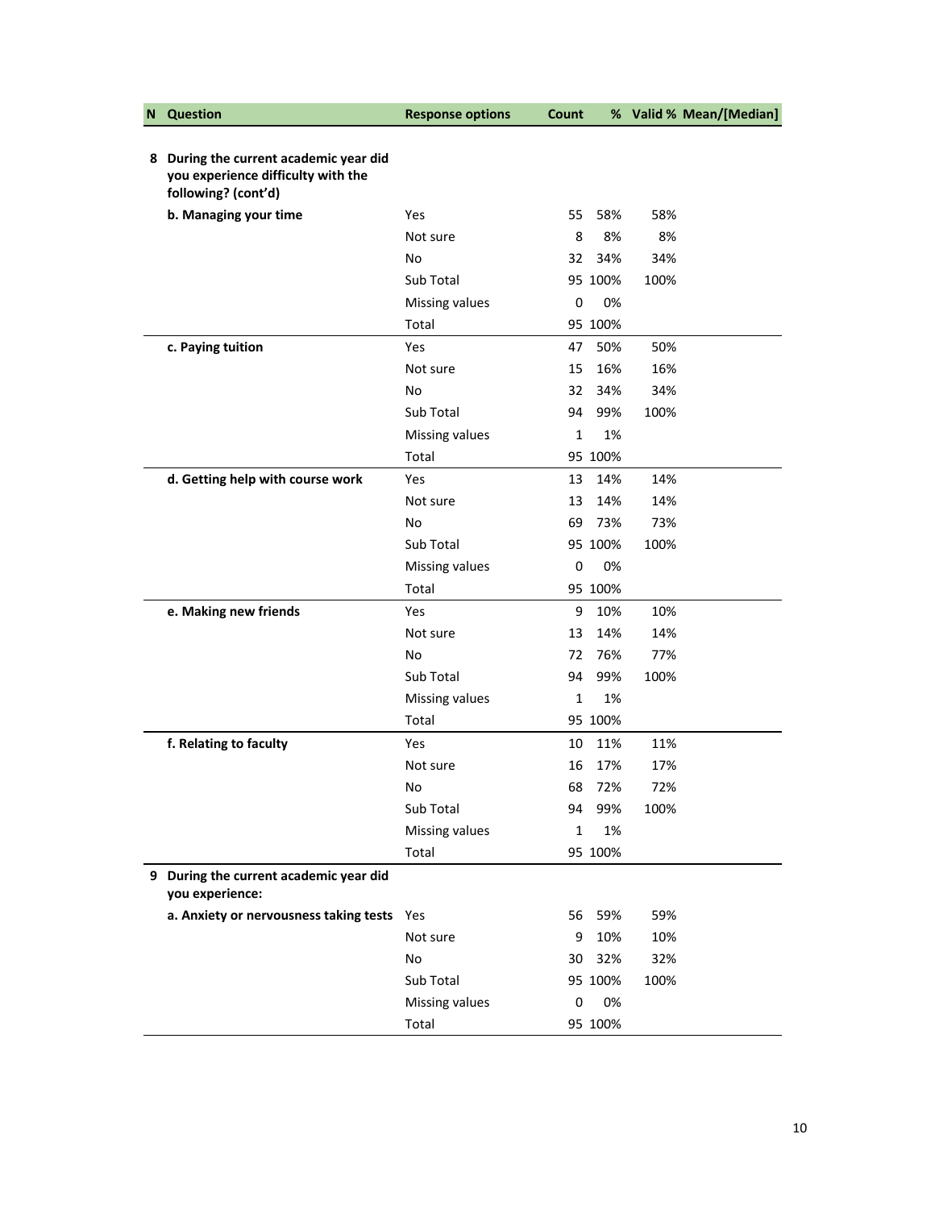| N | Question | Response options | Count | % | Valid % | Mean/[Median] |
|---|---|---|---|---|---|---|
| 8 | **During the current academic year did you experience difficulty with the following? (cont'd)** | | | | | |
| | **b. Managing your time** | Yes | 55 | 58% | 58% | |
| | | Not sure | 8 | 8% | 8% | |
| | | No | 32 | 34% | 34% | |
| | | Sub Total | 95 | 100% | 100% | |
| | | Missing values | 0 | 0% | | |
| | | Total | 95 | 100% | | |
| | **c. Paying tuition** | Yes | 47 | 50% | 50% | |
| | | Not sure | 15 | 16% | 16% | |
| | | No | 32 | 34% | 34% | |
| | | Sub Total | 94 | 99% | 100% | |
| | | Missing values | 1 | 1% | | |
| | | Total | 95 | 100% | | |
| | **d. Getting help with course work** | Yes | 13 | 14% | 14% | |
| | | Not sure | 13 | 14% | 14% | |
| | | No | 69 | 73% | 73% | |
| | | Sub Total | 95 | 100% | 100% | |
| | | Missing values | 0 | 0% | | |
| | | Total | 95 | 100% | | |
| | **e. Making new friends** | Yes | 9 | 10% | 10% | |
| | | Not sure | 13 | 14% | 14% | |
| | | No | 72 | 76% | 77% | |
| | | Sub Total | 94 | 99% | 100% | |
| | | Missing values | 1 | 1% | | |
| | | Total | 95 | 100% | | |
| | **f. Relating to faculty** | Yes | 10 | 11% | 11% | |
| | | Not sure | 16 | 17% | 17% | |
| | | No | 68 | 72% | 72% | |
| | | Sub Total | 94 | 99% | 100% | |
| | | Missing values | 1 | 1% | | |
| | | Total | 95 | 100% | | |
| 9 | **During the current academic year did you experience:** | | | | | |
| | **a. Anxiety or nervousness taking tests** | Yes | 56 | 59% | 59% | |
| | | Not sure | 9 | 10% | 10% | |
| | | No | 30 | 32% | 32% | |
| | | Sub Total | 95 | 100% | 100% | |
| | | Missing values | 0 | 0% | | |
| | | Total | 95 | 100% | | |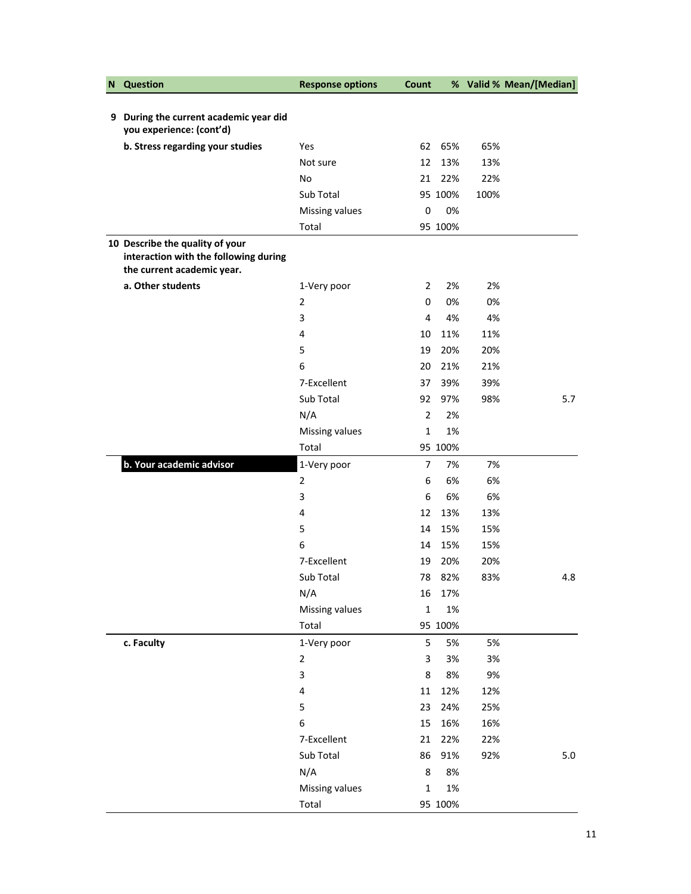| N | Question | Response options | Count | % | Valid % | Mean/[Median] |
|---|---|---|---|---|---|---|
| 9 | **During the current academic year did you experience: (cont'd)** | | | | | |
| | **b. Stress regarding your studies** | Yes | 62 | 65% | 65% | |
| | | Not sure | 12 | 13% | 13% | |
| | | No | 21 | 22% | 22% | |
| | | Sub Total | 95 | 100% | 100% | |
| | | Missing values | 0 | 0% | | |
| | | Total | 95 | 100% | | |
| 10 | **Describe the quality of your interaction with the following during the current academic year.** | | | | | |
| | **a. Other students** | 1-Very poor | 2 | 2% | 2% | |
| | | 2 | 0 | 0% | 0% | |
| | | 3 | 4 | 4% | 4% | |
| | | 4 | 10 | 11% | 11% | |
| | | 5 | 19 | 20% | 20% | |
| | | 6 | 20 | 21% | 21% | |
| | | 7-Excellent | 37 | 39% | 39% | |
| | | Sub Total | 92 | 97% | 98% | 5.7 |
| | | N/A | 2 | 2% | | |
| | | Missing values | 1 | 1% | | |
| | | Total | 95 | 100% | | |
| | **b. Your academic advisor** | 1-Very poor | 7 | 7% | 7% | |
| | | 2 | 6 | 6% | 6% | |
| | | 3 | 6 | 6% | 6% | |
| | | 4 | 12 | 13% | 13% | |
| | | 5 | 14 | 15% | 15% | |
| | | 6 | 14 | 15% | 15% | |
| | | 7-Excellent | 19 | 20% | 20% | |
| | | Sub Total | 78 | 82% | 83% | 4.8 |
| | | N/A | 16 | 17% | | |
| | | Missing values | 1 | 1% | | |
| | | Total | 95 | 100% | | |
| | **c. Faculty** | 1-Very poor | 5 | 5% | 5% | |
| | | 2 | 3 | 3% | 3% | |
| | | 3 | 8 | 8% | 9% | |
| | | 4 | 11 | 12% | 12% | |
| | | 5 | 23 | 24% | 25% | |
| | | 6 | 15 | 16% | 16% | |
| | | 7-Excellent | 21 | 22% | 22% | |
| | | Sub Total | 86 | 91% | 92% | 5.0 |
| | | N/A | 8 | 8% | | |
| | | Missing values | 1 | 1% | | |
| | | Total | 95 | 100% | | |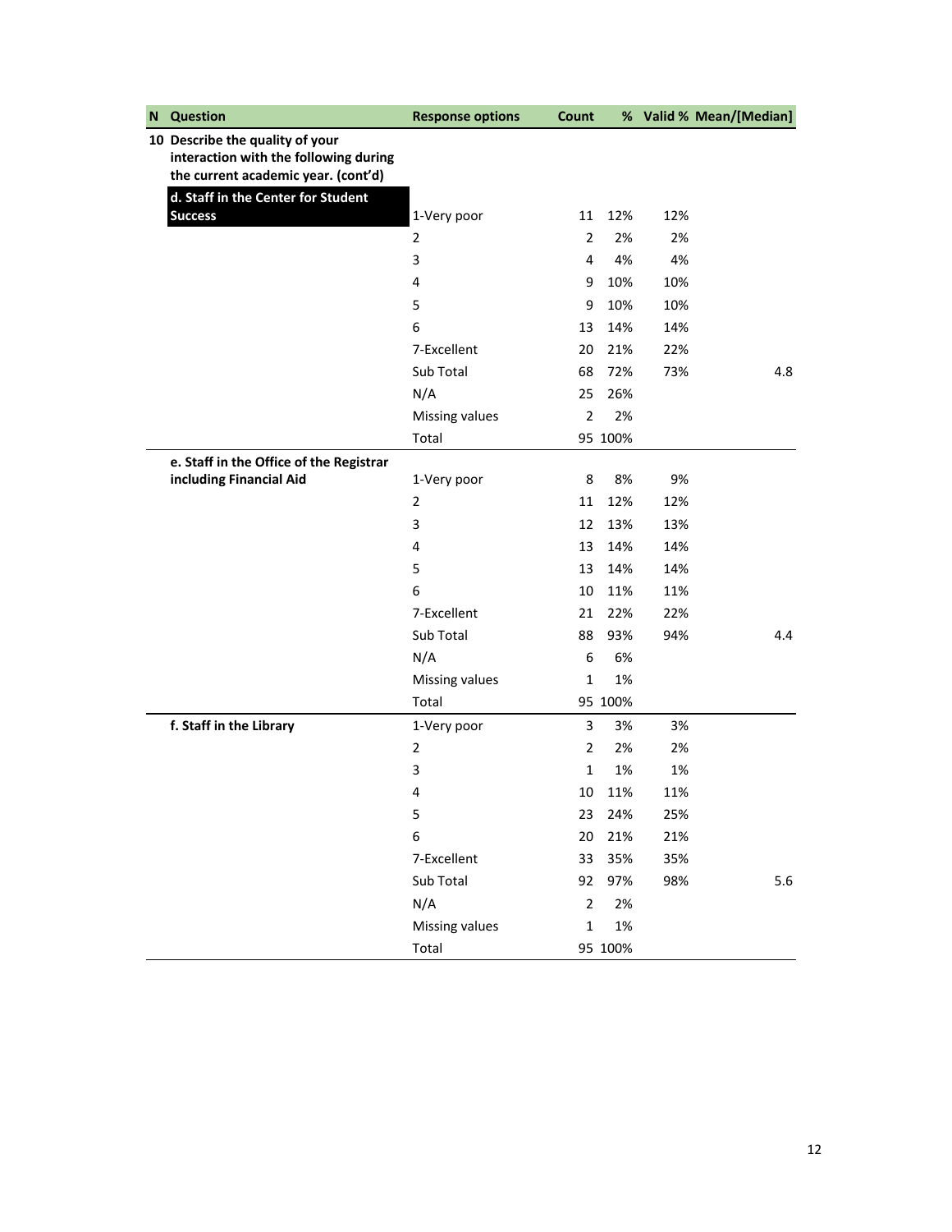| N | Question | Response options | Count | % | Valid % | Mean/[Median] |
|---|---|---|---|---|---|---|
| 10 | Describe the quality of your interaction with the following during the current academic year. (cont'd) | | | | | |
| | **d. Staff in the Center for Student Success** | 1-Very poor | 11 | 12% | 12% | |
| | | 2 | 2 | 2% | 2% | |
| | | 3 | 4 | 4% | 4% | |
| | | 4 | 9 | 10% | 10% | |
| | | 5 | 9 | 10% | 10% | |
| | | 6 | 13 | 14% | 14% | |
| | | 7-Excellent | 20 | 21% | 22% | |
| | | Sub Total | 68 | 72% | 73% | 4.8 |
| | | N/A | 25 | 26% | | |
| | | Missing values | 2 | 2% | | |
| | | Total | 95 | 100% | | |
| | **e. Staff in the Office of the Registrar including Financial Aid** | 1-Very poor | 8 | 8% | 9% | |
| | | 2 | 11 | 12% | 12% | |
| | | 3 | 12 | 13% | 13% | |
| | | 4 | 13 | 14% | 14% | |
| | | 5 | 13 | 14% | 14% | |
| | | 6 | 10 | 11% | 11% | |
| | | 7-Excellent | 21 | 22% | 22% | |
| | | Sub Total | 88 | 93% | 94% | 4.4 |
| | | N/A | 6 | 6% | | |
| | | Missing values | 1 | 1% | | |
| | | Total | 95 | 100% | | |
| | **f. Staff in the Library** | 1-Very poor | 3 | 3% | 3% | |
| | | 2 | 2 | 2% | 2% | |
| | | 3 | 1 | 1% | 1% | |
| | | 4 | 10 | 11% | 11% | |
| | | 5 | 23 | 24% | 25% | |
| | | 6 | 20 | 21% | 21% | |
| | | 7-Excellent | 33 | 35% | 35% | |
| | | Sub Total | 92 | 97% | 98% | 5.6 |
| | | N/A | 2 | 2% | | |
| | | Missing values | 1 | 1% | | |
| | | Total | 95 | 100% | | |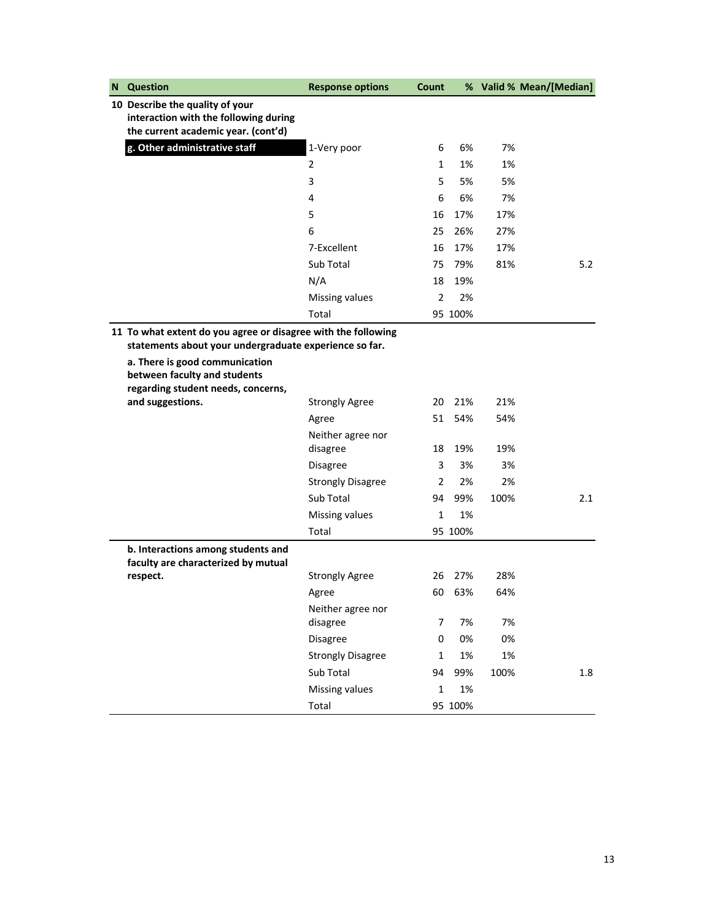| N | Question | Response options | Count | % | Valid % | Mean/[Median] |
|---|---|---|---|---|---|---|
| 10 | **Describe the quality of your interaction with the following during the current academic year. (cont'd)** | | | | | |
| | **g. Other administrative staff** | 1-Very poor | 6 | 6% | 7% | |
| | | 2 | 1 | 1% | 1% | |
| | | 3 | 5 | 5% | 5% | |
| | | 4 | 6 | 6% | 7% | |
| | | 5 | 16 | 17% | 17% | |
| | | 6 | 25 | 26% | 27% | |
| | | 7-Excellent | 16 | 17% | 17% | |
| | | Sub Total | 75 | 79% | 81% | 5.2 |
| | | N/A | 18 | 19% | | |
| | | Missing values | 2 | 2% | | |
| | | Total | 95 | 100% | | |
| 11 | **To what extent do you agree or disagree with the following statements about your undergraduate experience so far.** | | | | | |
| | **a. There is good communication between faculty and students regarding student needs, concerns, and suggestions.** | Strongly Agree | 20 | 21% | 21% | |
| | | Agree | 51 | 54% | 54% | |
| | | Neither agree nor disagree | 18 | 19% | 19% | |
| | | Disagree | 3 | 3% | 3% | |
| | | Strongly Disagree | 2 | 2% | 2% | |
| | | Sub Total | 94 | 99% | 100% | 2.1 |
| | | Missing values | 1 | 1% | | |
| | | Total | 95 | 100% | | |
| | **b. Interactions among students and faculty are characterized by mutual respect.** | Strongly Agree | 26 | 27% | 28% | |
| | | Agree | 60 | 63% | 64% | |
| | | Neither agree nor disagree | 7 | 7% | 7% | |
| | | Disagree | 0 | 0% | 0% | |
| | | Strongly Disagree | 1 | 1% | 1% | |
| | | Sub Total | 94 | 99% | 100% | 1.8 |
| | | Missing values | 1 | 1% | | |
| | | Total | 95 | 100% | | |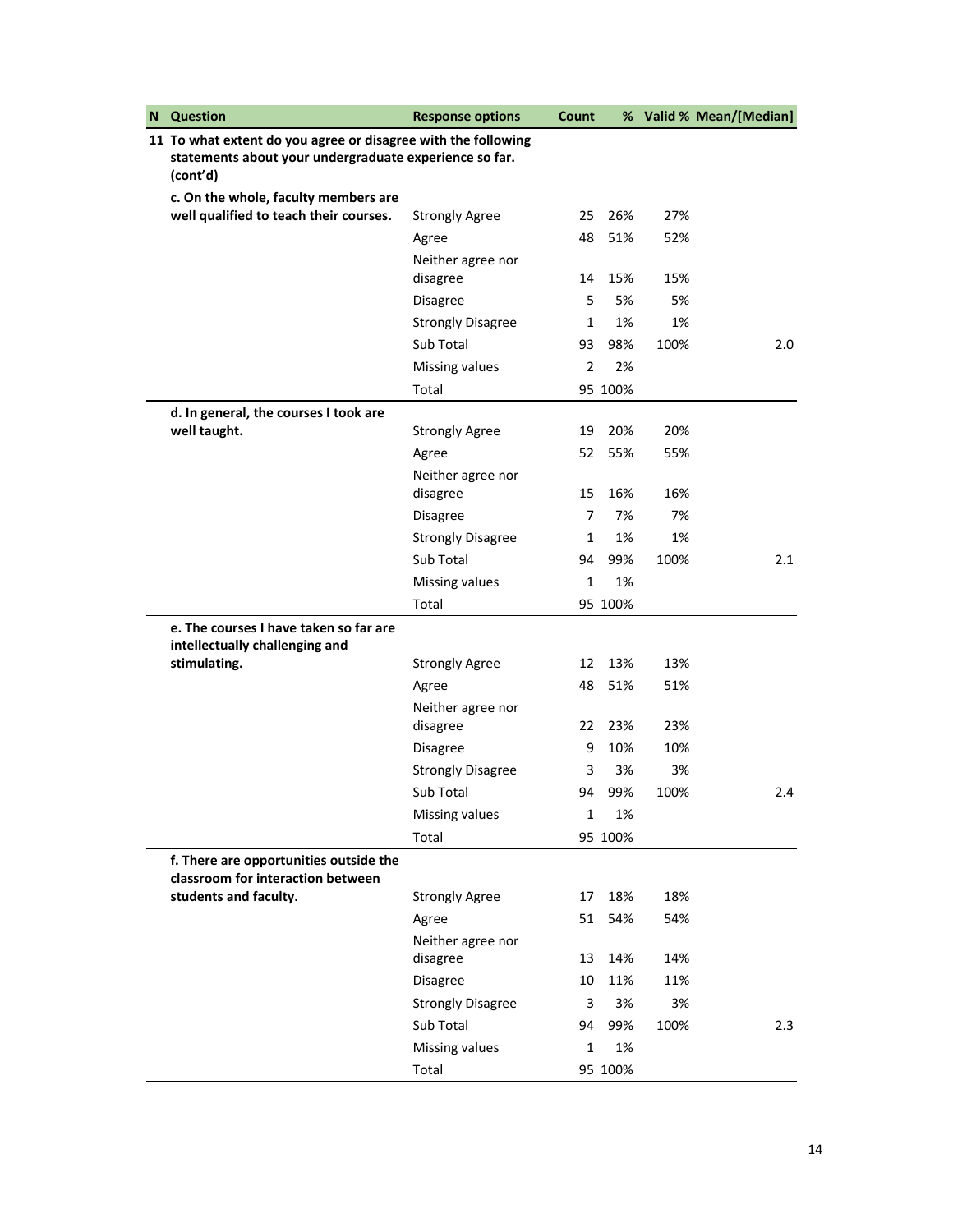| N | Question | Response options | Count | % | Valid % | Mean/[Median] |
|---|---|---|---|---|---|---|
| 11 | To what extent do you agree or disagree with the following statements about your undergraduate experience so far. (cont'd) | | | | | |
| | c. On the whole, faculty members are well qualified to teach their courses. | Strongly Agree | 25 | 26% | 27% | |
| | | Agree | 48 | 51% | 52% | |
| | | Neither agree nor disagree | 14 | 15% | 15% | |
| | | Disagree | 5 | 5% | 5% | |
| | | Strongly Disagree | 1 | 1% | 1% | |
| | | Sub Total | 93 | 98% | 100% | 2.0 |
| | | Missing values | 2 | 2% | | |
| | | Total | 95 | 100% | | |
| | d. In general, the courses I took are well taught. | Strongly Agree | 19 | 20% | 20% | |
| | | Agree | 52 | 55% | 55% | |
| | | Neither agree nor disagree | 15 | 16% | 16% | |
| | | Disagree | 7 | 7% | 7% | |
| | | Strongly Disagree | 1 | 1% | 1% | |
| | | Sub Total | 94 | 99% | 100% | 2.1 |
| | | Missing values | 1 | 1% | | |
| | | Total | 95 | 100% | | |
| | e. The courses I have taken so far are intellectually challenging and stimulating. | Strongly Agree | 12 | 13% | 13% | |
| | | Agree | 48 | 51% | 51% | |
| | | Neither agree nor disagree | 22 | 23% | 23% | |
| | | Disagree | 9 | 10% | 10% | |
| | | Strongly Disagree | 3 | 3% | 3% | |
| | | Sub Total | 94 | 99% | 100% | 2.4 |
| | | Missing values | 1 | 1% | | |
| | | Total | 95 | 100% | | |
| | f. There are opportunities outside the classroom for interaction between students and faculty. | Strongly Agree | 17 | 18% | 18% | |
| | | Agree | 51 | 54% | 54% | |
| | | Neither agree nor disagree | 13 | 14% | 14% | |
| | | Disagree | 10 | 11% | 11% | |
| | | Strongly Disagree | 3 | 3% | 3% | |
| | | Sub Total | 94 | 99% | 100% | 2.3 |
| | | Missing values | 1 | 1% | | |
| | | Total | 95 | 100% | | |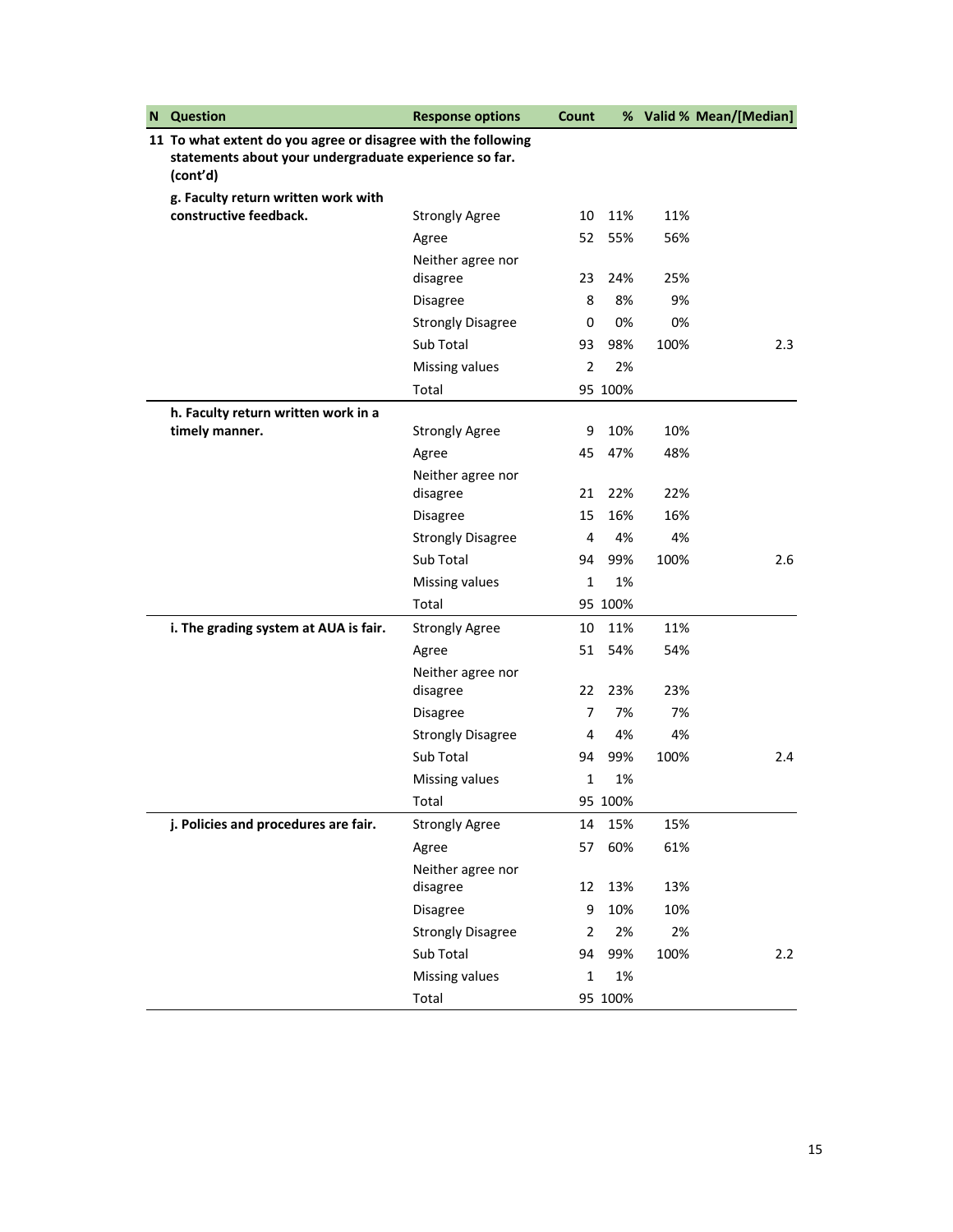| N | Question | Response options | Count | % | Valid % | Mean/[Median] |
|---|---|---|---|---|---|---|
| 11 | To what extent do you agree or disagree with the following statements about your undergraduate experience so far. (cont'd) | | | | | |
| | g. Faculty return written work with constructive feedback. | Strongly Agree | 10 | 11% | 11% | |
| | | Agree | 52 | 55% | 56% | |
| | | Neither agree nor disagree | 23 | 24% | 25% | |
| | | Disagree | 8 | 8% | 9% | |
| | | Strongly Disagree | 0 | 0% | 0% | |
| | | Sub Total | 93 | 98% | 100% | 2.3 |
| | | Missing values | 2 | 2% | | |
| | | Total | 95 | 100% | | |
| | h. Faculty return written work in a timely manner. | Strongly Agree | 9 | 10% | 10% | |
| | | Agree | 45 | 47% | 48% | |
| | | Neither agree nor disagree | 21 | 22% | 22% | |
| | | Disagree | 15 | 16% | 16% | |
| | | Strongly Disagree | 4 | 4% | 4% | |
| | | Sub Total | 94 | 99% | 100% | 2.6 |
| | | Missing values | 1 | 1% | | |
| | | Total | 95 | 100% | | |
| | i. The grading system at AUA is fair. | Strongly Agree | 10 | 11% | 11% | |
| | | Agree | 51 | 54% | 54% | |
| | | Neither agree nor disagree | 22 | 23% | 23% | |
| | | Disagree | 7 | 7% | 7% | |
| | | Strongly Disagree | 4 | 4% | 4% | |
| | | Sub Total | 94 | 99% | 100% | 2.4 |
| | | Missing values | 1 | 1% | | |
| | | Total | 95 | 100% | | |
| | j. Policies and procedures are fair. | Strongly Agree | 14 | 15% | 15% | |
| | | Agree | 57 | 60% | 61% | |
| | | Neither agree nor disagree | 12 | 13% | 13% | |
| | | Disagree | 9 | 10% | 10% | |
| | | Strongly Disagree | 2 | 2% | 2% | |
| | | Sub Total | 94 | 99% | 100% | 2.2 |
| | | Missing values | 1 | 1% | | |
| | | Total | 95 | 100% | | |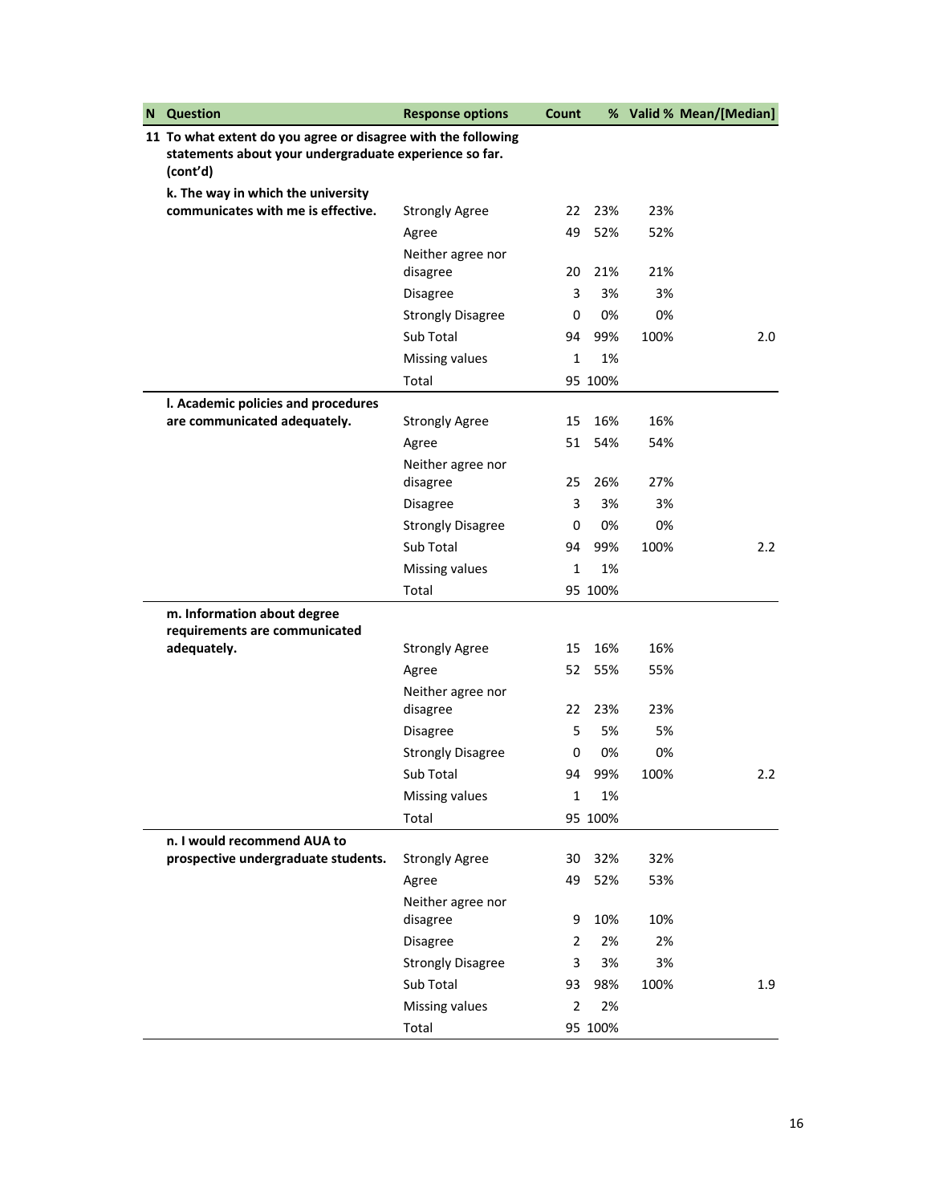| N | Question | Response options | Count | % | Valid % | Mean/[Median] |
|---|---|---|---|---|---|---|
| 11 | **To what extent do you agree or disagree with the following statements about your undergraduate experience so far. (cont'd)** | | | | | |
| | **k. The way in which the university communicates with me is effective.** | Strongly Agree | 22 | 23% | 23% | |
| | | Agree | 49 | 52% | 52% | |
| | | Neither agree nor disagree | 20 | 21% | 21% | |
| | | Disagree | 3 | 3% | 3% | |
| | | Strongly Disagree | 0 | 0% | 0% | |
| | | Sub Total | 94 | 99% | 100% | 2.0 |
| | | Missing values | 1 | 1% | | |
| | | Total | 95 | 100% | | |
| | **l. Academic policies and procedures are communicated adequately.** | Strongly Agree | 15 | 16% | 16% | |
| | | Agree | 51 | 54% | 54% | |
| | | Neither agree nor disagree | 25 | 26% | 27% | |
| | | Disagree | 3 | 3% | 3% | |
| | | Strongly Disagree | 0 | 0% | 0% | |
| | | Sub Total | 94 | 99% | 100% | 2.2 |
| | | Missing values | 1 | 1% | | |
| | | Total | 95 | 100% | | |
| | **m. Information about degree requirements are communicated adequately.** | Strongly Agree | 15 | 16% | 16% | |
| | | Agree | 52 | 55% | 55% | |
| | | Neither agree nor disagree | 22 | 23% | 23% | |
| | | Disagree | 5 | 5% | 5% | |
| | | Strongly Disagree | 0 | 0% | 0% | |
| | | Sub Total | 94 | 99% | 100% | 2.2 |
| | | Missing values | 1 | 1% | | |
| | | Total | 95 | 100% | | |
| | **n. I would recommend AUA to prospective undergraduate students.** | Strongly Agree | 30 | 32% | 32% | |
| | | Agree | 49 | 52% | 53% | |
| | | Neither agree nor disagree | 9 | 10% | 10% | |
| | | Disagree | 2 | 2% | 2% | |
| | | Strongly Disagree | 3 | 3% | 3% | |
| | | Sub Total | 93 | 98% | 100% | 1.9 |
| | | Missing values | 2 | 2% | | |
| | | Total | 95 | 100% | | |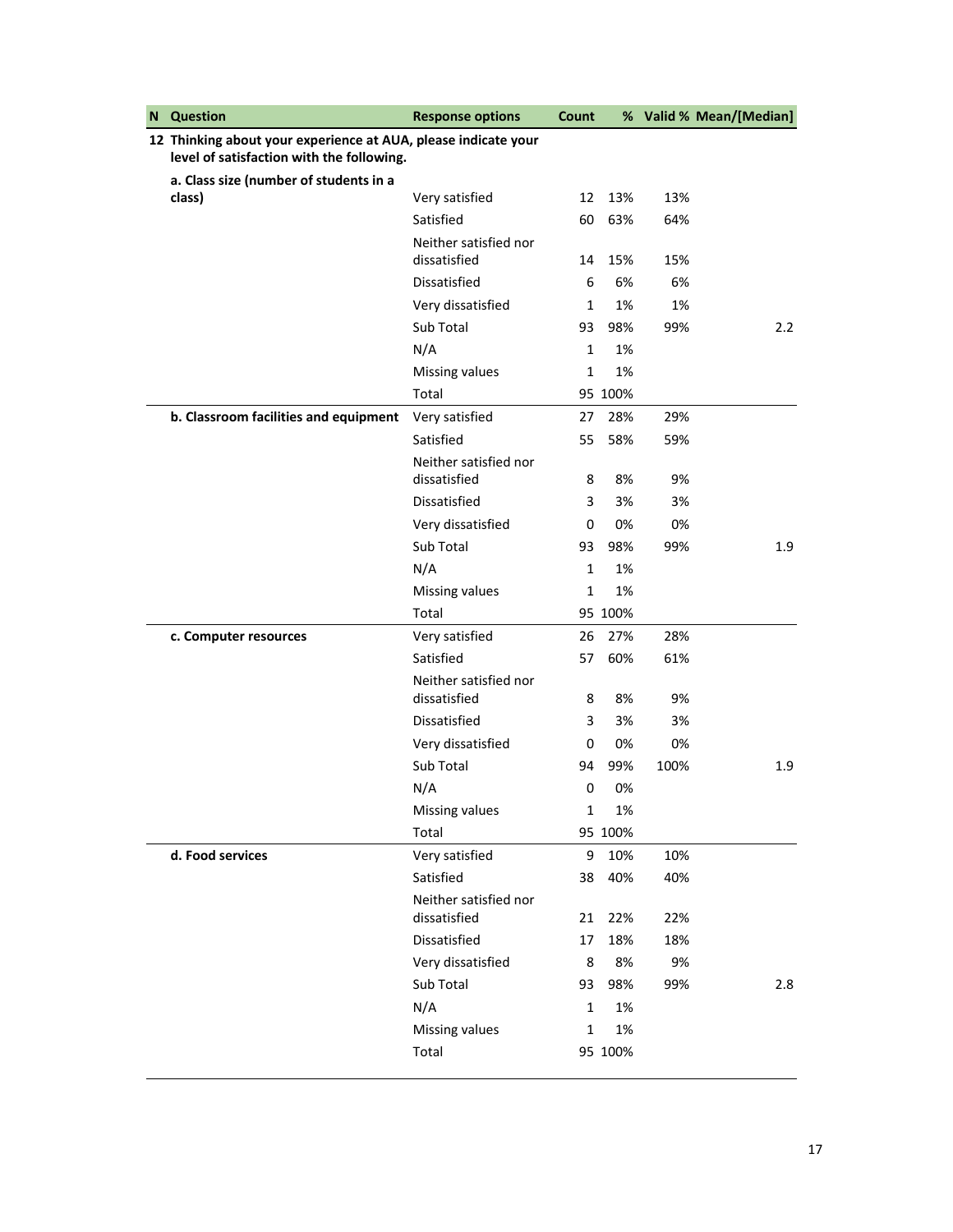| N | Question | Response options | Count | % | Valid % | Mean/[Median] |
|---|---|---|---|---|---|---|
| 12 | Thinking about your experience at AUA, please indicate your level of satisfaction with the following. | | | | | |
| | a. Class size (number of students in a class) | Very satisfied | 12 | 13% | 13% | |
| | | Satisfied | 60 | 63% | 64% | |
| | | Neither satisfied nor dissatisfied | 14 | 15% | 15% | |
| | | Dissatisfied | 6 | 6% | 6% | |
| | | Very dissatisfied | 1 | 1% | 1% | |
| | | Sub Total | 93 | 98% | 99% | 2.2 |
| | | N/A | 1 | 1% | | |
| | | Missing values | 1 | 1% | | |
| | | Total | 95 | 100% | | |
| | b. Classroom facilities and equipment | Very satisfied | 27 | 28% | 29% | |
| | | Satisfied | 55 | 58% | 59% | |
| | | Neither satisfied nor dissatisfied | 8 | 8% | 9% | |
| | | Dissatisfied | 3 | 3% | 3% | |
| | | Very dissatisfied | 0 | 0% | 0% | |
| | | Sub Total | 93 | 98% | 99% | 1.9 |
| | | N/A | 1 | 1% | | |
| | | Missing values | 1 | 1% | | |
| | | Total | 95 | 100% | | |
| | c. Computer resources | Very satisfied | 26 | 27% | 28% | |
| | | Satisfied | 57 | 60% | 61% | |
| | | Neither satisfied nor dissatisfied | 8 | 8% | 9% | |
| | | Dissatisfied | 3 | 3% | 3% | |
| | | Very dissatisfied | 0 | 0% | 0% | |
| | | Sub Total | 94 | 99% | 100% | 1.9 |
| | | N/A | 0 | 0% | | |
| | | Missing values | 1 | 1% | | |
| | | Total | 95 | 100% | | |
| | d. Food services | Very satisfied | 9 | 10% | 10% | |
| | | Satisfied | 38 | 40% | 40% | |
| | | Neither satisfied nor dissatisfied | 21 | 22% | 22% | |
| | | Dissatisfied | 17 | 18% | 18% | |
| | | Very dissatisfied | 8 | 8% | 9% | |
| | | Sub Total | 93 | 98% | 99% | 2.8 |
| | | N/A | 1 | 1% | | |
| | | Missing values | 1 | 1% | | |
| | | Total | 95 | 100% | | |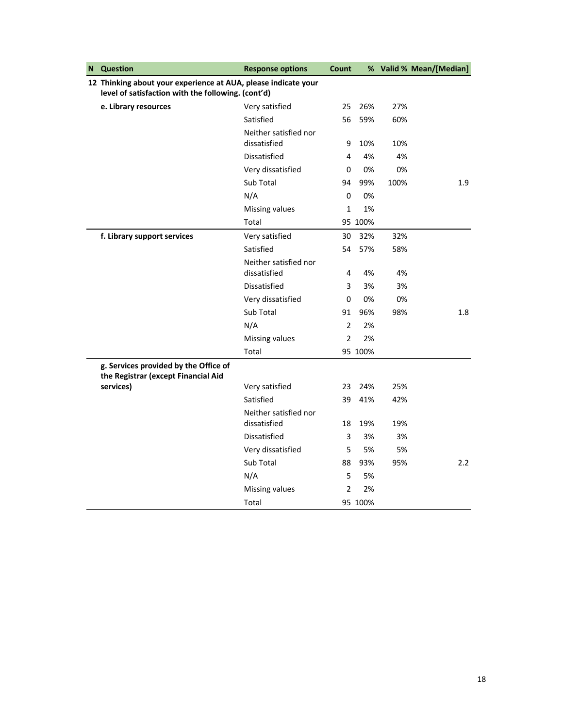| N | Question | Response options | Count | % | Valid % | Mean/[Median] |
|---|---|---|---|---|---|---|
| 12 | **Thinking about your experience at AUA, please indicate your level of satisfaction with the following. (cont'd)** | | | | | |
| | **e. Library resources** | Very satisfied | 25 | 26% | 27% | |
| | | Satisfied | 56 | 59% | 60% | |
| | | Neither satisfied nor dissatisfied | 9 | 10% | 10% | |
| | | Dissatisfied | 4 | 4% | 4% | |
| | | Very dissatisfied | 0 | 0% | 0% | |
| | | Sub Total | 94 | 99% | 100% | 1.9 |
| | | N/A | 0 | 0% | | |
| | | Missing values | 1 | 1% | | |
| | | Total | 95 | 100% | | |
| | **f. Library support services** | Very satisfied | 30 | 32% | 32% | |
| | | Satisfied | 54 | 57% | 58% | |
| | | Neither satisfied nor dissatisfied | 4 | 4% | 4% | |
| | | Dissatisfied | 3 | 3% | 3% | |
| | | Very dissatisfied | 0 | 0% | 0% | |
| | | Sub Total | 91 | 96% | 98% | 1.8 |
| | | N/A | 2 | 2% | | |
| | | Missing values | 2 | 2% | | |
| | | Total | 95 | 100% | | |
| | **g. Services provided by the Office of the Registrar (except Financial Aid services)** | Very satisfied | 23 | 24% | 25% | |
| | | Satisfied | 39 | 41% | 42% | |
| | | Neither satisfied nor dissatisfied | 18 | 19% | 19% | |
| | | Dissatisfied | 3 | 3% | 3% | |
| | | Very dissatisfied | 5 | 5% | 5% | |
| | | Sub Total | 88 | 93% | 95% | 2.2 |
| | | N/A | 5 | 5% | | |
| | | Missing values | 2 | 2% | | |
| | | Total | 95 | 100% | | |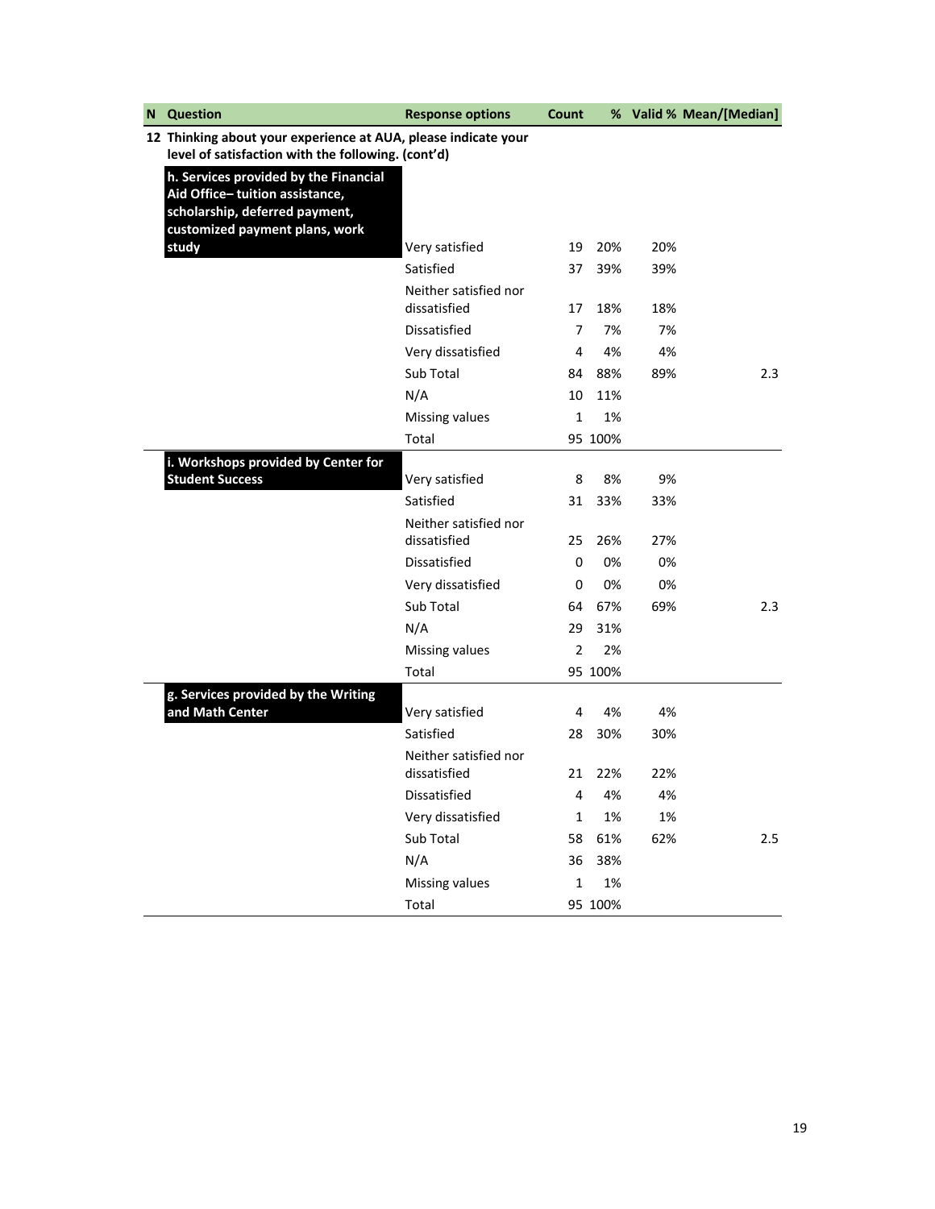| N | Question | Response options | Count | % | Valid % | Mean/[Median] |
|---|---|---|---|---|---|---|
| 12 | Thinking about your experience at AUA, please indicate your level of satisfaction with the following. (cont'd) | | | | | |
| | **h. Services provided by the Financial Aid Office– tuition assistance, scholarship, deferred payment, customized payment plans, work study** | Very satisfied | 19 | 20% | 20% | |
| | | Satisfied | 37 | 39% | 39% | |
| | | Neither satisfied nor dissatisfied | 17 | 18% | 18% | |
| | | Dissatisfied | 7 | 7% | 7% | |
| | | Very dissatisfied | 4 | 4% | 4% | |
| | | Sub Total | 84 | 88% | 89% | 2.3 |
| | | N/A | 10 | 11% | | |
| | | Missing values | 1 | 1% | | |
| | | Total | 95 | 100% | | |
| | **i. Workshops provided by Center for Student Success** | Very satisfied | 8 | 8% | 9% | |
| | | Satisfied | 31 | 33% | 33% | |
| | | Neither satisfied nor dissatisfied | 25 | 26% | 27% | |
| | | Dissatisfied | 0 | 0% | 0% | |
| | | Very dissatisfied | 0 | 0% | 0% | |
| | | Sub Total | 64 | 67% | 69% | 2.3 |
| | | N/A | 29 | 31% | | |
| | | Missing values | 2 | 2% | | |
| | | Total | 95 | 100% | | |
| | **g. Services provided by the Writing and Math Center** | Very satisfied | 4 | 4% | 4% | |
| | | Satisfied | 28 | 30% | 30% | |
| | | Neither satisfied nor dissatisfied | 21 | 22% | 22% | |
| | | Dissatisfied | 4 | 4% | 4% | |
| | | Very dissatisfied | 1 | 1% | 1% | |
| | | Sub Total | 58 | 61% | 62% | 2.5 |
| | | N/A | 36 | 38% | | |
| | | Missing values | 1 | 1% | | |
| | | Total | 95 | 100% | | |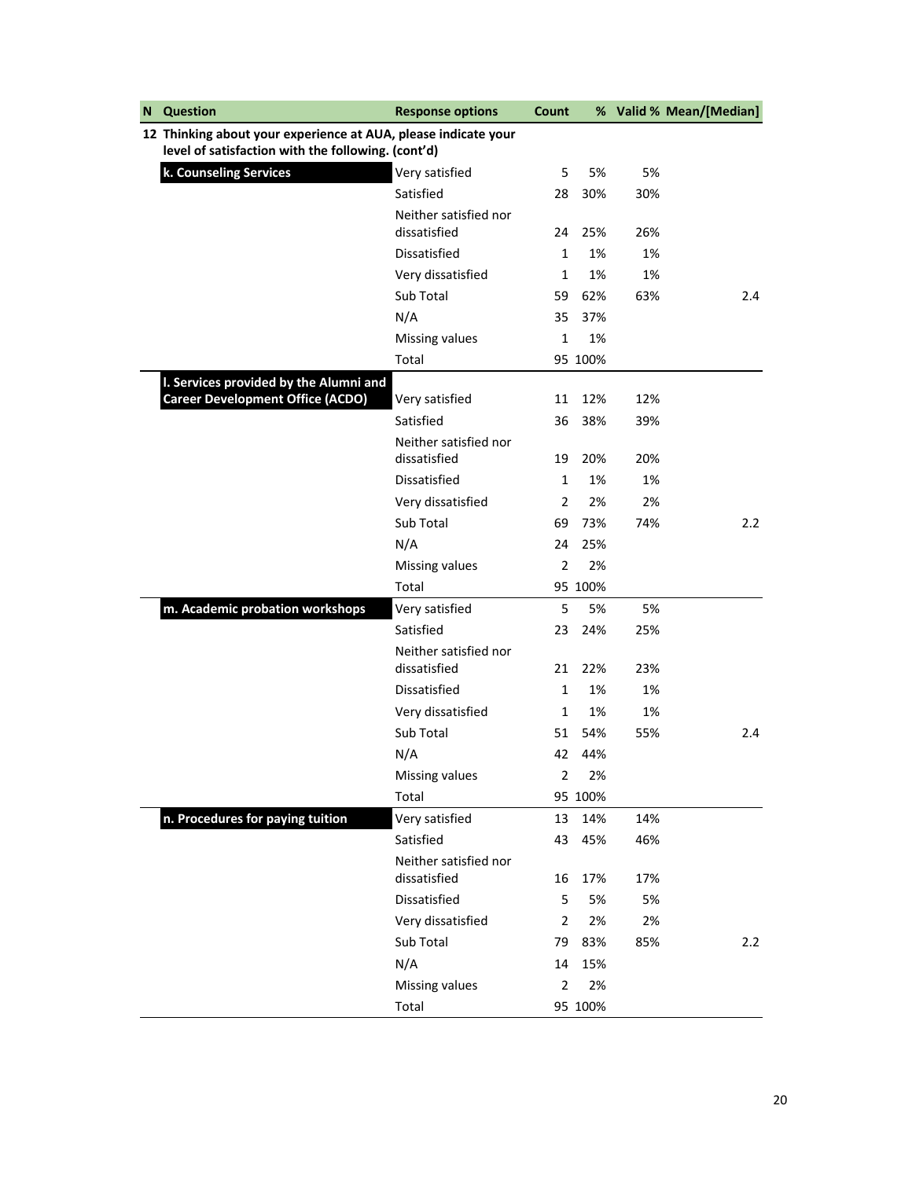| N | Question | Response options | Count | % | Valid % | Mean/[Median] |
|---|---|---|---|---|---|---|
| 12 | Thinking about your experience at AUA, please indicate your level of satisfaction with the following. (cont'd) | | | | | |
| | **k. Counseling Services** | Very satisfied | 5 | 5% | 5% | |
| | | Satisfied | 28 | 30% | 30% | |
| | | Neither satisfied nor dissatisfied | 24 | 25% | 26% | |
| | | Dissatisfied | 1 | 1% | 1% | |
| | | Very dissatisfied | 1 | 1% | 1% | |
| | | Sub Total | 59 | 62% | 63% | 2.4 |
| | | N/A | 35 | 37% | | |
| | | Missing values | 1 | 1% | | |
| | | Total | 95 | 100% | | |
| | **l. Services provided by the Alumni and Career Development Office (ACDO)** | Very satisfied | 11 | 12% | 12% | |
| | | Satisfied | 36 | 38% | 39% | |
| | | Neither satisfied nor dissatisfied | 19 | 20% | 20% | |
| | | Dissatisfied | 1 | 1% | 1% | |
| | | Very dissatisfied | 2 | 2% | 2% | |
| | | Sub Total | 69 | 73% | 74% | 2.2 |
| | | N/A | 24 | 25% | | |
| | | Missing values | 2 | 2% | | |
| | | Total | 95 | 100% | | |
| | **m. Academic probation workshops** | Very satisfied | 5 | 5% | 5% | |
| | | Satisfied | 23 | 24% | 25% | |
| | | Neither satisfied nor dissatisfied | 21 | 22% | 23% | |
| | | Dissatisfied | 1 | 1% | 1% | |
| | | Very dissatisfied | 1 | 1% | 1% | |
| | | Sub Total | 51 | 54% | 55% | 2.4 |
| | | N/A | 42 | 44% | | |
| | | Missing values | 2 | 2% | | |
| | | Total | 95 | 100% | | |
| | **n. Procedures for paying tuition** | Very satisfied | 13 | 14% | 14% | |
| | | Satisfied | 43 | 45% | 46% | |
| | | Neither satisfied nor dissatisfied | 16 | 17% | 17% | |
| | | Dissatisfied | 5 | 5% | 5% | |
| | | Very dissatisfied | 2 | 2% | 2% | |
| | | Sub Total | 79 | 83% | 85% | 2.2 |
| | | N/A | 14 | 15% | | |
| | | Missing values | 2 | 2% | | |
| | | Total | 95 | 100% | | |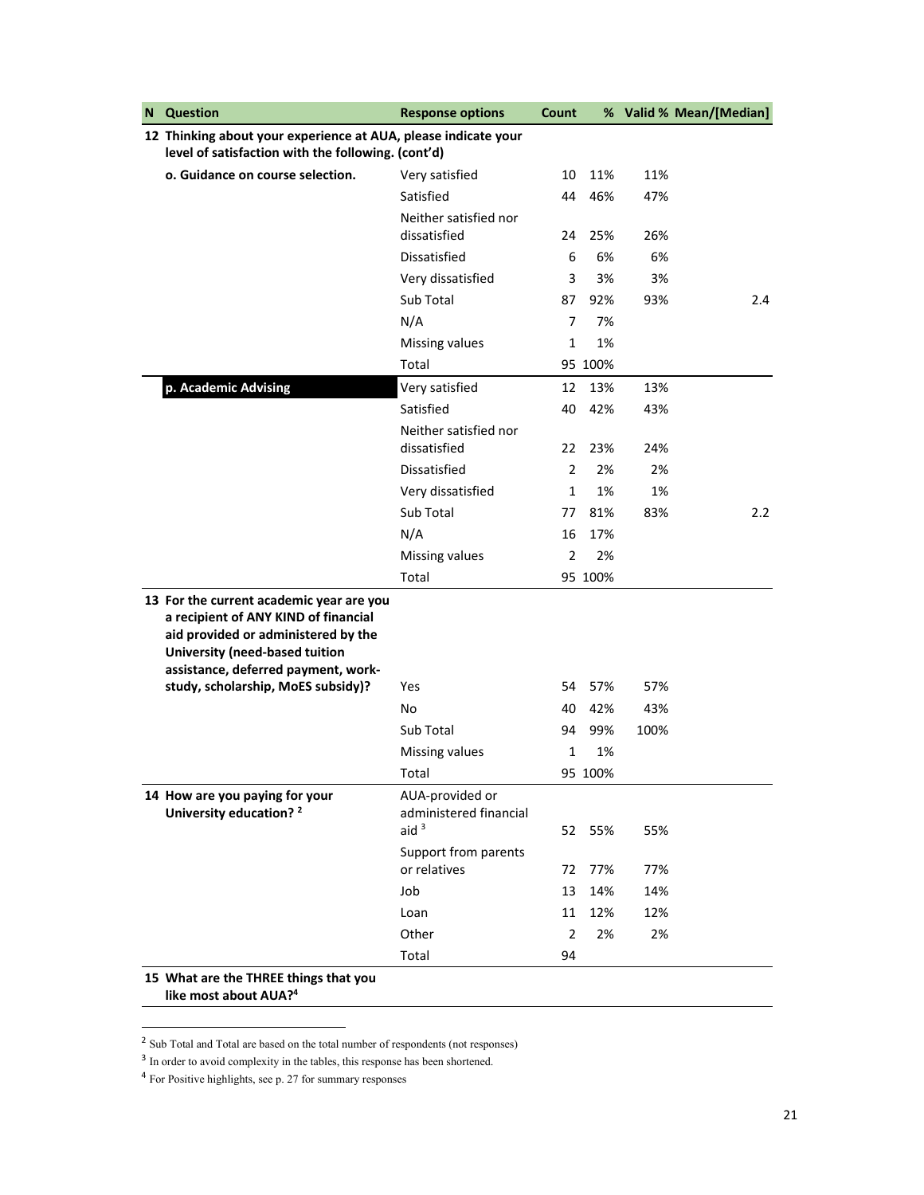| N | Question | Response options | Count | % | Valid % | Mean/[Median] |
|---|---|---|---|---|---|---|
| 12 | **Thinking about your experience at AUA, please indicate your level of satisfaction with the following. (cont'd)** | | | | | |
| | **o. Guidance on course selection.** | Very satisfied | 10 | 11% | 11% | |
| | | Satisfied | 44 | 46% | 47% | |
| | | Neither satisfied nor dissatisfied | 24 | 25% | 26% | |
| | | Dissatisfied | 6 | 6% | 6% | |
| | | Very dissatisfied | 3 | 3% | 3% | |
| | | Sub Total | 87 | 92% | 93% | 2.4 |
| | | N/A | 7 | 7% | | |
| | | Missing values | 1 | 1% | | |
| | | Total | 95 | 100% | | |
| | **p. Academic Advising** | Very satisfied | 12 | 13% | 13% | |
| | | Satisfied | 40 | 42% | 43% | |
| | | Neither satisfied nor dissatisfied | 22 | 23% | 24% | |
| | | Dissatisfied | 2 | 2% | 2% | |
| | | Very dissatisfied | 1 | 1% | 1% | |
| | | Sub Total | 77 | 81% | 83% | 2.2 |
| | | N/A | 16 | 17% | | |
| | | Missing values | 2 | 2% | | |
| | | Total | 95 | 100% | | |
| 13 | **For the current academic year are you a recipient of ANY KIND of financial aid provided or administered by the University (need-based tuition assistance, deferred payment, work-study, scholarship, MoES subsidy)?** | Yes | 54 | 57% | 57% | |
| | | No | 40 | 42% | 43% | |
| | | Sub Total | 94 | 99% | 100% | |
| | | Missing values | 1 | 1% | | |
| | | Total | 95 | 100% | | |
| 14 | **How are you paying for your University education?** [2] | AUA-provided or administered financial aid [3] | 52 | 55% | 55% | |
| | | Support from parents or relatives | 72 | 77% | 77% | |
| | | Job | 13 | 14% | 14% | |
| | | Loan | 11 | 12% | 12% | |
| | | Other | 2 | 2% | 2% | |
| | | Total | 94 | | | |
| 15 | **What are the THREE things that you like most about AUA?**[4] | | | | | |

[2] Sub Total and Total are based on the total number of respondents (not responses)

[3] In order to avoid complexity in the tables, this response has been shortened.

[4] For Positive highlights, see p. 27 for summary responses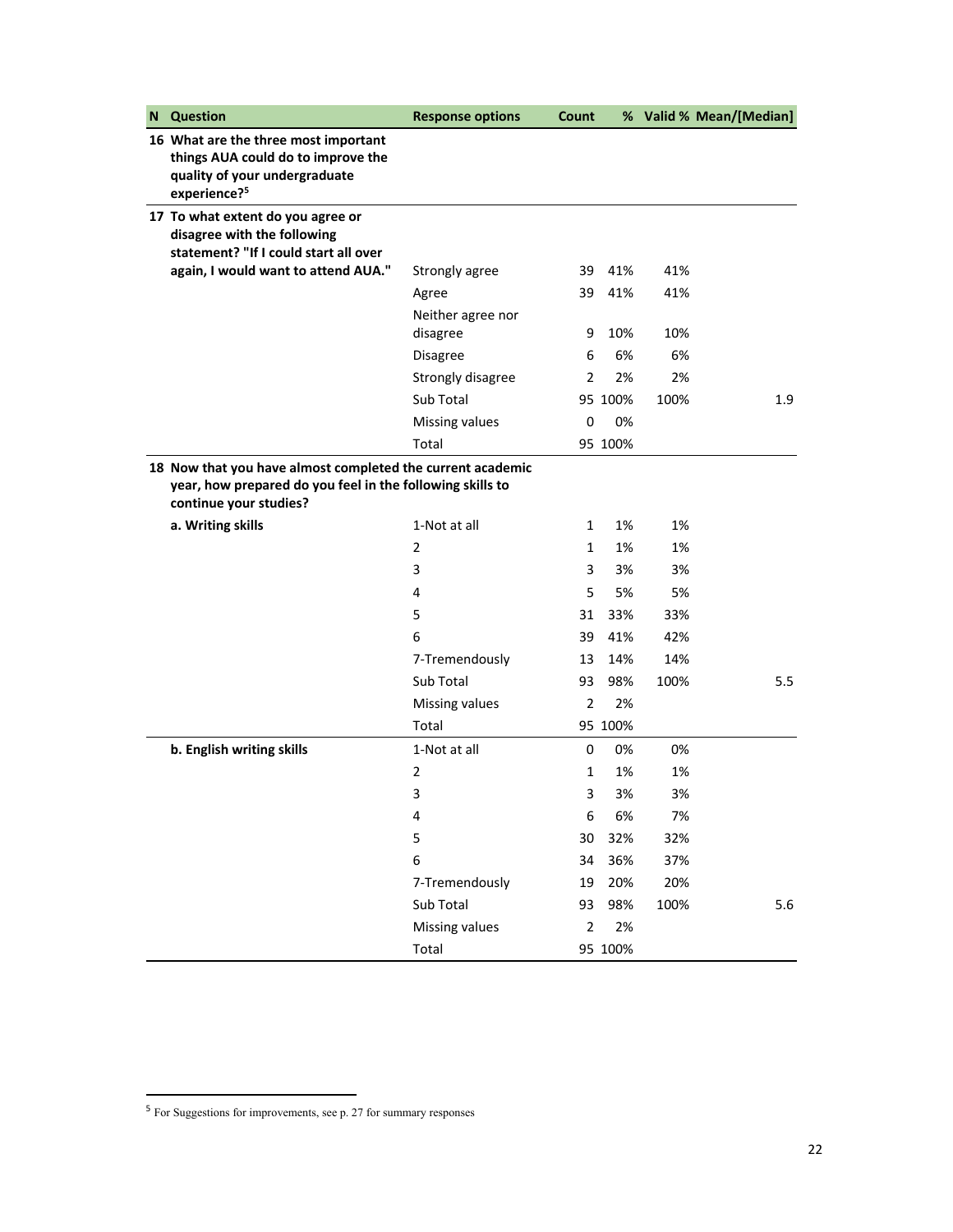| N | Question | Response options | Count | % | Valid % | Mean/[Median] |
|---|---|---|---|---|---|---|
| 16 | **What are the three most important things AUA could do to improve the quality of your undergraduate experience?**[5] | | | | | |
| 17 | **To what extent do you agree or disagree with the following statement? "If I could start all over again, I would want to attend AUA."** | Strongly agree | 39 | 41% | 41% | |
| | | Agree | 39 | 41% | 41% | |
| | | Neither agree nor disagree | 9 | 10% | 10% | |
| | | Disagree | 6 | 6% | 6% | |
| | | Strongly disagree | 2 | 2% | 2% | |
| | | Sub Total | 95 | 100% | 100% | 1.9 |
| | | Missing values | 0 | 0% | | |
| | | Total | 95 | 100% | | |
| 18 | **Now that you have almost completed the current academic year, how prepared do you feel in the following skills to continue your studies?** | | | | | |
| | **a. Writing skills** | 1-Not at all | 1 | 1% | 1% | |
| | | 2 | 1 | 1% | 1% | |
| | | 3 | 3 | 3% | 3% | |
| | | 4 | 5 | 5% | 5% | |
| | | 5 | 31 | 33% | 33% | |
| | | 6 | 39 | 41% | 42% | |
| | | 7-Tremendously | 13 | 14% | 14% | |
| | | Sub Total | 93 | 98% | 100% | 5.5 |
| | | Missing values | 2 | 2% | | |
| | | Total | 95 | 100% | | |
| | **b. English writing skills** | 1-Not at all | 0 | 0% | 0% | |
| | | 2 | 1 | 1% | 1% | |
| | | 3 | 3 | 3% | 3% | |
| | | 4 | 6 | 6% | 7% | |
| | | 5 | 30 | 32% | 32% | |
| | | 6 | 34 | 36% | 37% | |
| | | 7-Tremendously | 19 | 20% | 20% | |
| | | Sub Total | 93 | 98% | 100% | 5.6 |
| | | Missing values | 2 | 2% | | |
| | | Total | 95 | 100% | | |

[5] For Suggestions for improvements, see p. 27 for summary responses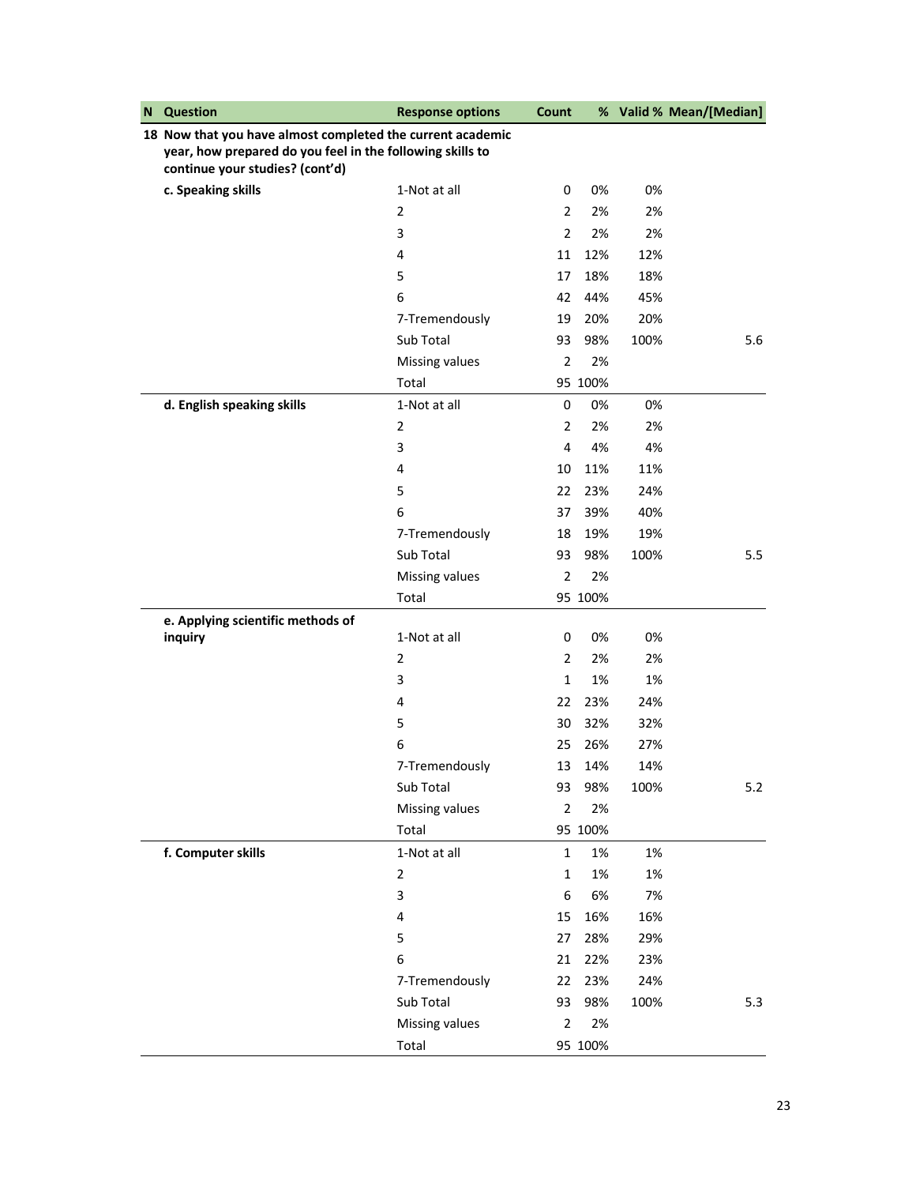| N | Question | Response options | Count | % | Valid % | Mean/[Median] |
|---|---|---|---|---|---|---|
| 18 | Now that you have almost completed the current academic year, how prepared do you feel in the following skills to continue your studies? (cont'd) | | | | | |
| | **c. Speaking skills** | 1-Not at all | 0 | 0% | 0% | |
| | | 2 | 2 | 2% | 2% | |
| | | 3 | 2 | 2% | 2% | |
| | | 4 | 11 | 12% | 12% | |
| | | 5 | 17 | 18% | 18% | |
| | | 6 | 42 | 44% | 45% | |
| | | 7-Tremendously | 19 | 20% | 20% | |
| | | Sub Total | 93 | 98% | 100% | 5.6 |
| | | Missing values | 2 | 2% | | |
| | | Total | 95 | 100% | | |
| | **d. English speaking skills** | 1-Not at all | 0 | 0% | 0% | |
| | | 2 | 2 | 2% | 2% | |
| | | 3 | 4 | 4% | 4% | |
| | | 4 | 10 | 11% | 11% | |
| | | 5 | 22 | 23% | 24% | |
| | | 6 | 37 | 39% | 40% | |
| | | 7-Tremendously | 18 | 19% | 19% | |
| | | Sub Total | 93 | 98% | 100% | 5.5 |
| | | Missing values | 2 | 2% | | |
| | | Total | 95 | 100% | | |
| | **e. Applying scientific methods of inquiry** | 1-Not at all | 0 | 0% | 0% | |
| | | 2 | 2 | 2% | 2% | |
| | | 3 | 1 | 1% | 1% | |
| | | 4 | 22 | 23% | 24% | |
| | | 5 | 30 | 32% | 32% | |
| | | 6 | 25 | 26% | 27% | |
| | | 7-Tremendously | 13 | 14% | 14% | |
| | | Sub Total | 93 | 98% | 100% | 5.2 |
| | | Missing values | 2 | 2% | | |
| | | Total | 95 | 100% | | |
| | **f. Computer skills** | 1-Not at all | 1 | 1% | 1% | |
| | | 2 | 1 | 1% | 1% | |
| | | 3 | 6 | 6% | 7% | |
| | | 4 | 15 | 16% | 16% | |
| | | 5 | 27 | 28% | 29% | |
| | | 6 | 21 | 22% | 23% | |
| | | 7-Tremendously | 22 | 23% | 24% | |
| | | Sub Total | 93 | 98% | 100% | 5.3 |
| | | Missing values | 2 | 2% | | |
| | | Total | 95 | 100% | | |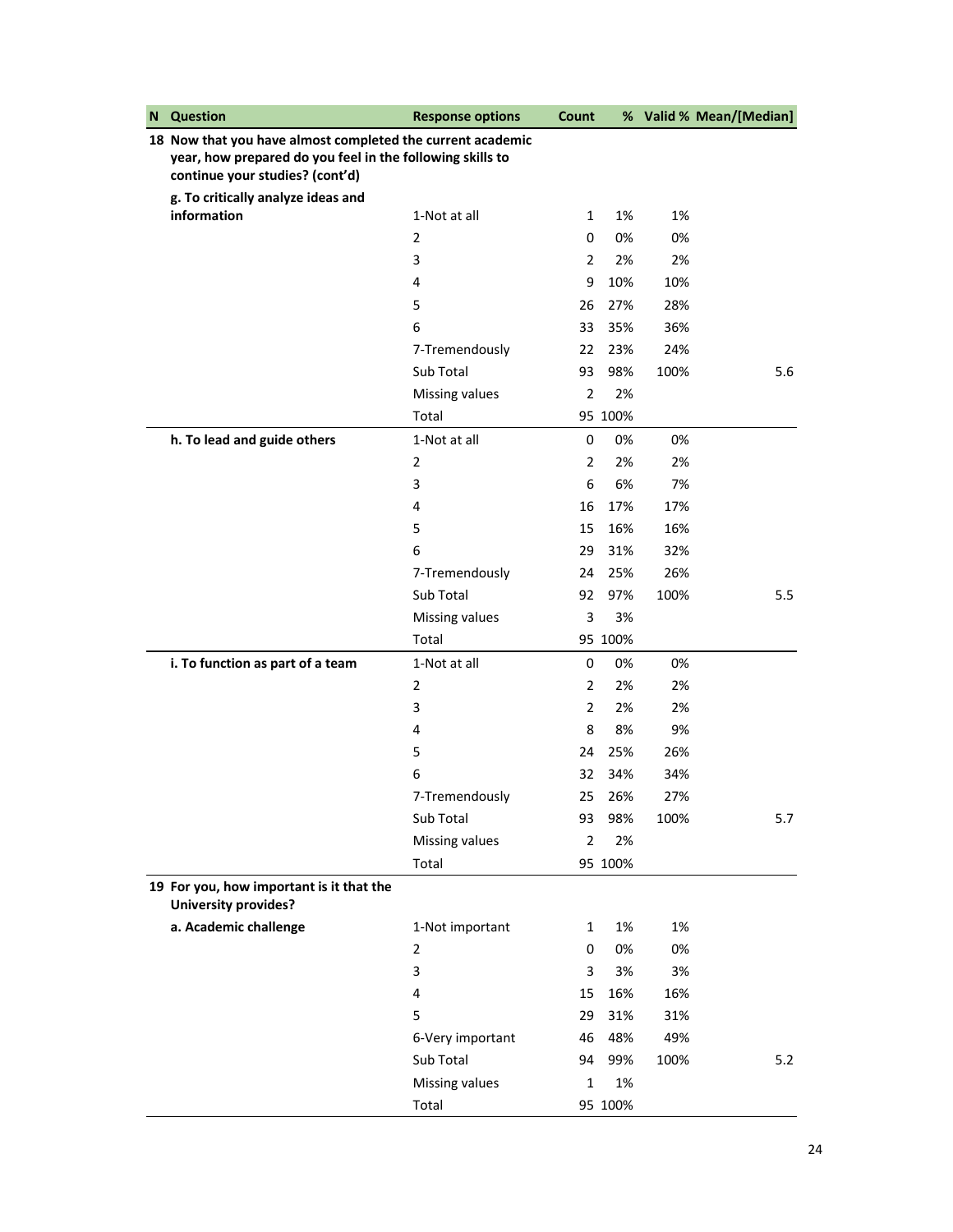| N | Question | Response options | Count | % | Valid % | Mean/[Median] |
|---|---|---|---|---|---|---|
| 18 | Now that you have almost completed the current academic year, how prepared do you feel in the following skills to continue your studies? (cont'd) | | | | | |
| | g. To critically analyze ideas and information | 1-Not at all | 1 | 1% | 1% | |
| | | 2 | 0 | 0% | 0% | |
| | | 3 | 2 | 2% | 2% | |
| | | 4 | 9 | 10% | 10% | |
| | | 5 | 26 | 27% | 28% | |
| | | 6 | 33 | 35% | 36% | |
| | | 7-Tremendously | 22 | 23% | 24% | |
| | | Sub Total | 93 | 98% | 100% | 5.6 |
| | | Missing values | 2 | 2% | | |
| | | Total | 95 | 100% | | |
| | h. To lead and guide others | 1-Not at all | 0 | 0% | 0% | |
| | | 2 | 2 | 2% | 2% | |
| | | 3 | 6 | 6% | 7% | |
| | | 4 | 16 | 17% | 17% | |
| | | 5 | 15 | 16% | 16% | |
| | | 6 | 29 | 31% | 32% | |
| | | 7-Tremendously | 24 | 25% | 26% | |
| | | Sub Total | 92 | 97% | 100% | 5.5 |
| | | Missing values | 3 | 3% | | |
| | | Total | 95 | 100% | | |
| | i. To function as part of a team | 1-Not at all | 0 | 0% | 0% | |
| | | 2 | 2 | 2% | 2% | |
| | | 3 | 2 | 2% | 2% | |
| | | 4 | 8 | 8% | 9% | |
| | | 5 | 24 | 25% | 26% | |
| | | 6 | 32 | 34% | 34% | |
| | | 7-Tremendously | 25 | 26% | 27% | |
| | | Sub Total | 93 | 98% | 100% | 5.7 |
| | | Missing values | 2 | 2% | | |
| | | Total | 95 | 100% | | |
| 19 | For you, how important is it that the University provides? | | | | | |
| | a. Academic challenge | 1-Not important | 1 | 1% | 1% | |
| | | 2 | 0 | 0% | 0% | |
| | | 3 | 3 | 3% | 3% | |
| | | 4 | 15 | 16% | 16% | |
| | | 5 | 29 | 31% | 31% | |
| | | 6-Very important | 46 | 48% | 49% | |
| | | Sub Total | 94 | 99% | 100% | 5.2 |
| | | Missing values | 1 | 1% | | |
| | | Total | 95 | 100% | | |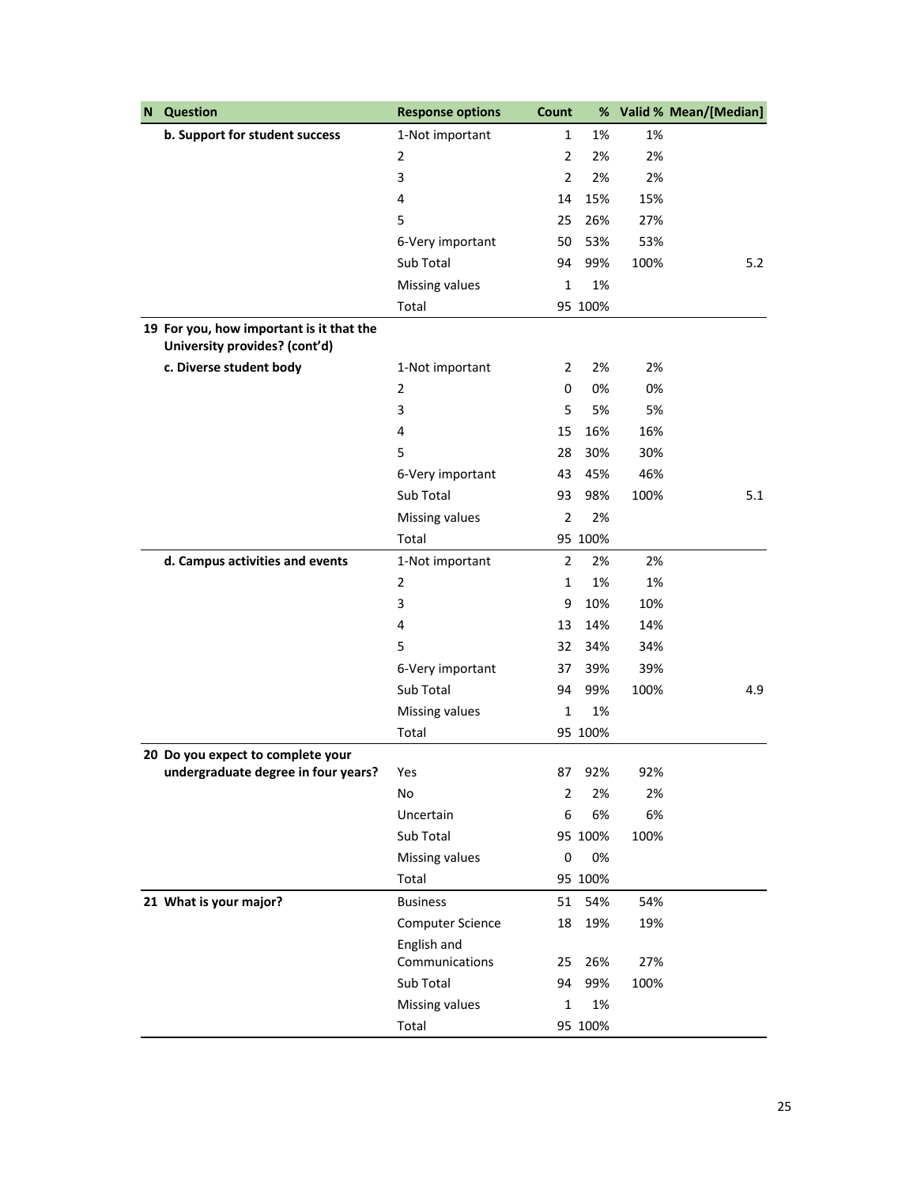| N | Question | Response options | Count | % | Valid % | Mean/[Median] |
|---|---|---|---|---|---|---|
| | **b. Support for student success** | 1-Not important | 1 | 1% | 1% | |
| | | 2 | 2 | 2% | 2% | |
| | | 3 | 2 | 2% | 2% | |
| | | 4 | 14 | 15% | 15% | |
| | | 5 | 25 | 26% | 27% | |
| | | 6-Very important | 50 | 53% | 53% | |
| | | Sub Total | 94 | 99% | 100% | 5.2 |
| | | Missing values | 1 | 1% | | |
| | | Total | 95 | 100% | | |
| **19** | **For you, how important is it that the University provides? (cont'd)** | | | | | |
| | **c. Diverse student body** | 1-Not important | 2 | 2% | 2% | |
| | | 2 | 0 | 0% | 0% | |
| | | 3 | 5 | 5% | 5% | |
| | | 4 | 15 | 16% | 16% | |
| | | 5 | 28 | 30% | 30% | |
| | | 6-Very important | 43 | 45% | 46% | |
| | | Sub Total | 93 | 98% | 100% | 5.1 |
| | | Missing values | 2 | 2% | | |
| | | Total | 95 | 100% | | |
| | **d. Campus activities and events** | 1-Not important | 2 | 2% | 2% | |
| | | 2 | 1 | 1% | 1% | |
| | | 3 | 9 | 10% | 10% | |
| | | 4 | 13 | 14% | 14% | |
| | | 5 | 32 | 34% | 34% | |
| | | 6-Very important | 37 | 39% | 39% | |
| | | Sub Total | 94 | 99% | 100% | 4.9 |
| | | Missing values | 1 | 1% | | |
| | | Total | 95 | 100% | | |
| **20** | **Do you expect to complete your undergraduate degree in four years?** | Yes | 87 | 92% | 92% | |
| | | No | 2 | 2% | 2% | |
| | | Uncertain | 6 | 6% | 6% | |
| | | Sub Total | 95 | 100% | 100% | |
| | | Missing values | 0 | 0% | | |
| | | Total | 95 | 100% | | |
| **21** | **What is your major?** | Business | 51 | 54% | 54% | |
| | | Computer Science | 18 | 19% | 19% | |
| | | English and Communications | 25 | 26% | 27% | |
| | | Sub Total | 94 | 99% | 100% | |
| | | Missing values | 1 | 1% | | |
| | | Total | 95 | 100% | | |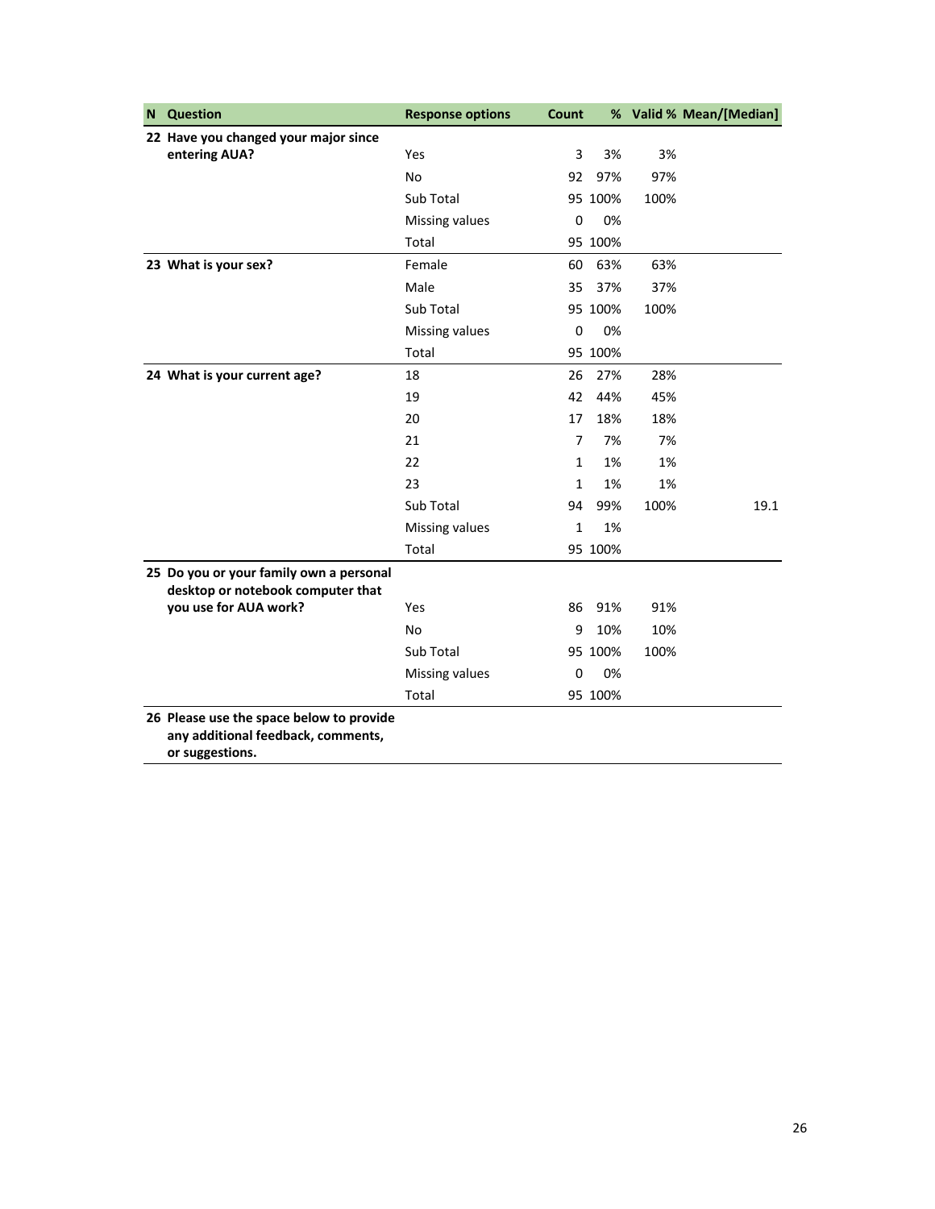| N | Question | Response options | Count | % | Valid % | Mean/[Median] |
|---|---|---|---|---|---|---|
| 22 | Have you changed your major since entering AUA? | Yes | 3 | 3% | 3% | |
| | | No | 92 | 97% | 97% | |
| | | Sub Total | 95 | 100% | 100% | |
| | | Missing values | 0 | 0% | | |
| | | Total | 95 | 100% | | |
| 23 | What is your sex? | Female | 60 | 63% | 63% | |
| | | Male | 35 | 37% | 37% | |
| | | Sub Total | 95 | 100% | 100% | |
| | | Missing values | 0 | 0% | | |
| | | Total | 95 | 100% | | |
| 24 | What is your current age? | 18 | 26 | 27% | 28% | |
| | | 19 | 42 | 44% | 45% | |
| | | 20 | 17 | 18% | 18% | |
| | | 21 | 7 | 7% | 7% | |
| | | 22 | 1 | 1% | 1% | |
| | | 23 | 1 | 1% | 1% | |
| | | Sub Total | 94 | 99% | 100% | 19.1 |
| | | Missing values | 1 | 1% | | |
| | | Total | 95 | 100% | | |
| 25 | Do you or your family own a personal desktop or notebook computer that you use for AUA work? | Yes | 86 | 91% | 91% | |
| | | No | 9 | 10% | 10% | |
| | | Sub Total | 95 | 100% | 100% | |
| | | Missing values | 0 | 0% | | |
| | | Total | 95 | 100% | | |
| 26 | Please use the space below to provide any additional feedback, comments, or suggestions. | | | | | |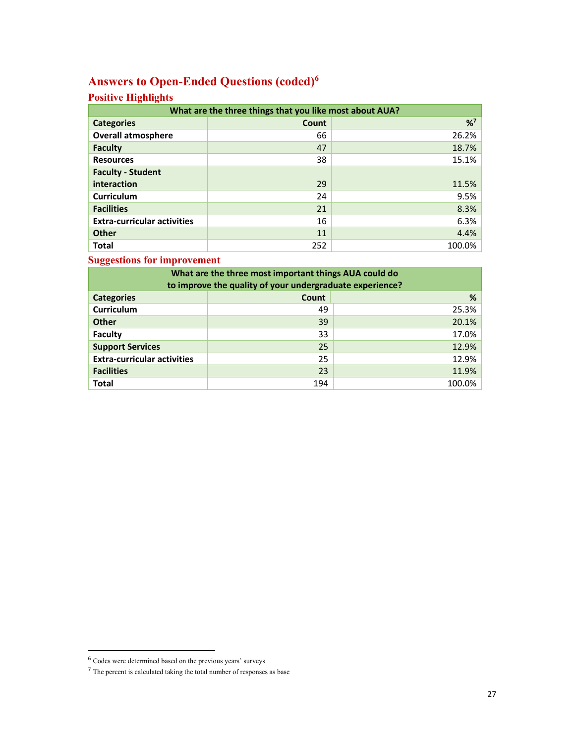## Answers to Open-Ended Questions (coded)[6]

### Positive Highlights

| What are the three things that you like most about AUA? | | |
|---|---|---|
| **Categories** | **Count** | **%[7]** |
| **Overall atmosphere** | 66 | 26.2% |
| **Faculty** | 47 | 18.7% |
| **Resources** | 38 | 15.1% |
| **Faculty - Student interaction** | 29 | 11.5% |
| **Curriculum** | 24 | 9.5% |
| **Facilities** | 21 | 8.3% |
| **Extra-curricular activities** | 16 | 6.3% |
| **Other** | 11 | 4.4% |
| **Total** | 252 | 100.0% |

### Suggestions for improvement

| What are the three most important things AUA could do to improve the quality of your undergraduate experience? | | |
|---|---|---|
| **Categories** | **Count** | **%** |
| **Curriculum** | 49 | 25.3% |
| **Other** | 39 | 20.1% |
| **Faculty** | 33 | 17.0% |
| **Support Services** | 25 | 12.9% |
| **Extra-curricular activities** | 25 | 12.9% |
| **Facilities** | 23 | 11.9% |
| **Total** | 194 | 100.0% |

[6] Codes were determined based on the previous years' surveys

[7] The percent is calculated taking the total number of responses as base